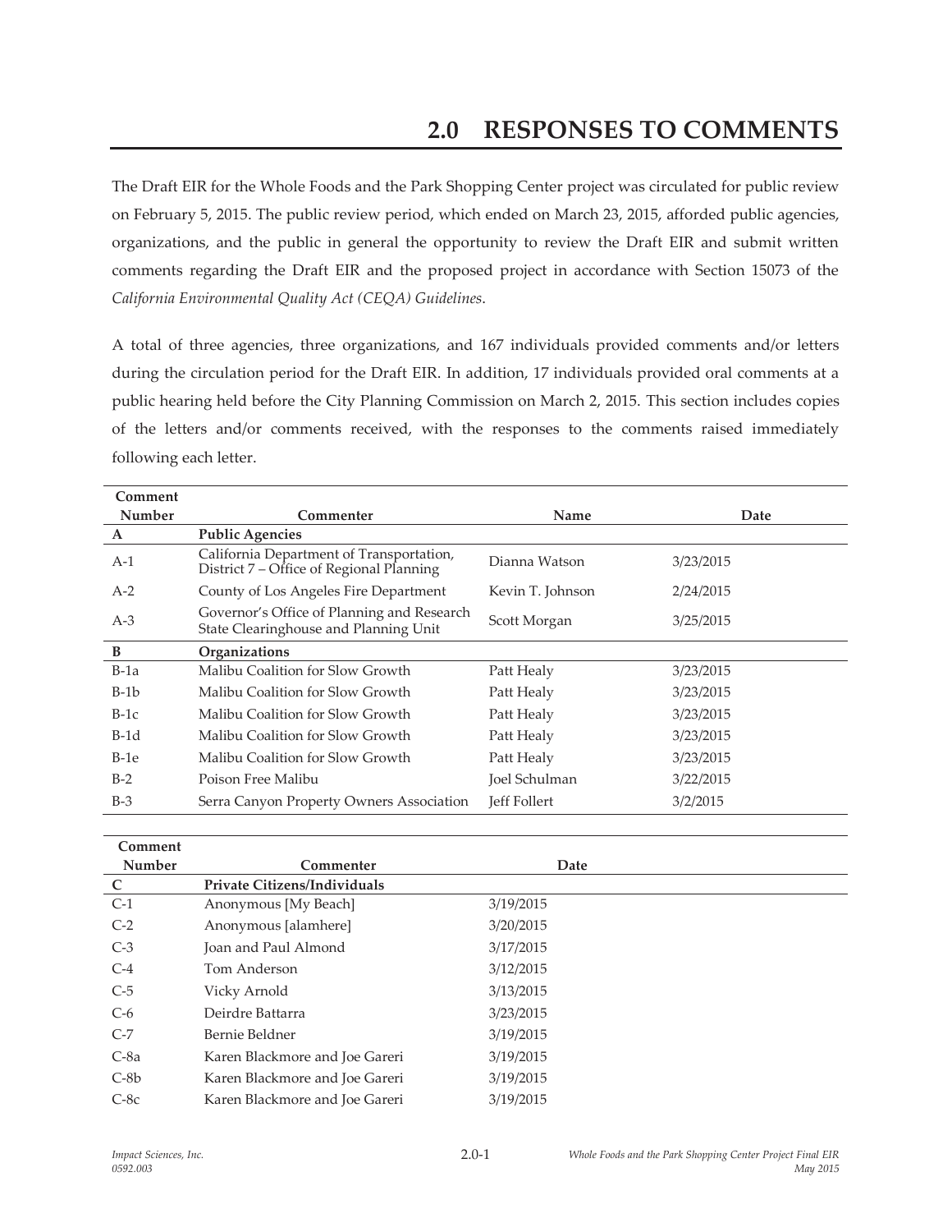# 2.0 RESPONSES TO COMMENTS

The Draft EIR for the Whole Foods and the Park Shopping Center project was circulated for public review on February 5, 2015. The public review period, which ended on March 23, 2015, afforded public agencies, organizations, and the public in general the opportunity to review the Draft EIR and submit written comments regarding the Draft EIR and the proposed project in accordance with Section 15073 of the *California Environmental Quality Act (CEQA) Guidelines*.

A total of three agencies, three organizations, and 167 individuals provided comments and/or letters during the circulation period for the Draft EIR. In addition, 17 individuals provided oral comments at a public hearing held before the City Planning Commission on March 2, 2015. This section includes copies of the letters and/or comments received, with the responses to the comments raised immediately following each letter.

| Comment Number | Commenter | Name | Date |
|---|---|---|---|
| **A** | **Public Agencies** | | |
| A-1 | California Department of Transportation, District 7 – Office of Regional Planning | Dianna Watson | 3/23/2015 |
| A-2 | County of Los Angeles Fire Department | Kevin T. Johnson | 2/24/2015 |
| A-3 | Governor's Office of Planning and Research State Clearinghouse and Planning Unit | Scott Morgan | 3/25/2015 |
| **B** | **Organizations** | | |
| B-1a | Malibu Coalition for Slow Growth | Patt Healy | 3/23/2015 |
| B-1b | Malibu Coalition for Slow Growth | Patt Healy | 3/23/2015 |
| B-1c | Malibu Coalition for Slow Growth | Patt Healy | 3/23/2015 |
| B-1d | Malibu Coalition for Slow Growth | Patt Healy | 3/23/2015 |
| B-1e | Malibu Coalition for Slow Growth | Patt Healy | 3/23/2015 |
| B-2 | Poison Free Malibu | Joel Schulman | 3/22/2015 |
| B-3 | Serra Canyon Property Owners Association | Jeff Follert | 3/2/2015 |

| Comment Number | Commenter | Date |
|---|---|---|
| **C** | **Private Citizens/Individuals** | |
| C-1 | Anonymous [My Beach] | 3/19/2015 |
| C-2 | Anonymous [alamhere] | 3/20/2015 |
| C-3 | Joan and Paul Almond | 3/17/2015 |
| C-4 | Tom Anderson | 3/12/2015 |
| C-5 | Vicky Arnold | 3/13/2015 |
| C-6 | Deirdre Battarra | 3/23/2015 |
| C-7 | Bernie Beldner | 3/19/2015 |
| C-8a | Karen Blackmore and Joe Gareri | 3/19/2015 |
| C-8b | Karen Blackmore and Joe Gareri | 3/19/2015 |
| C-8c | Karen Blackmore and Joe Gareri | 3/19/2015 |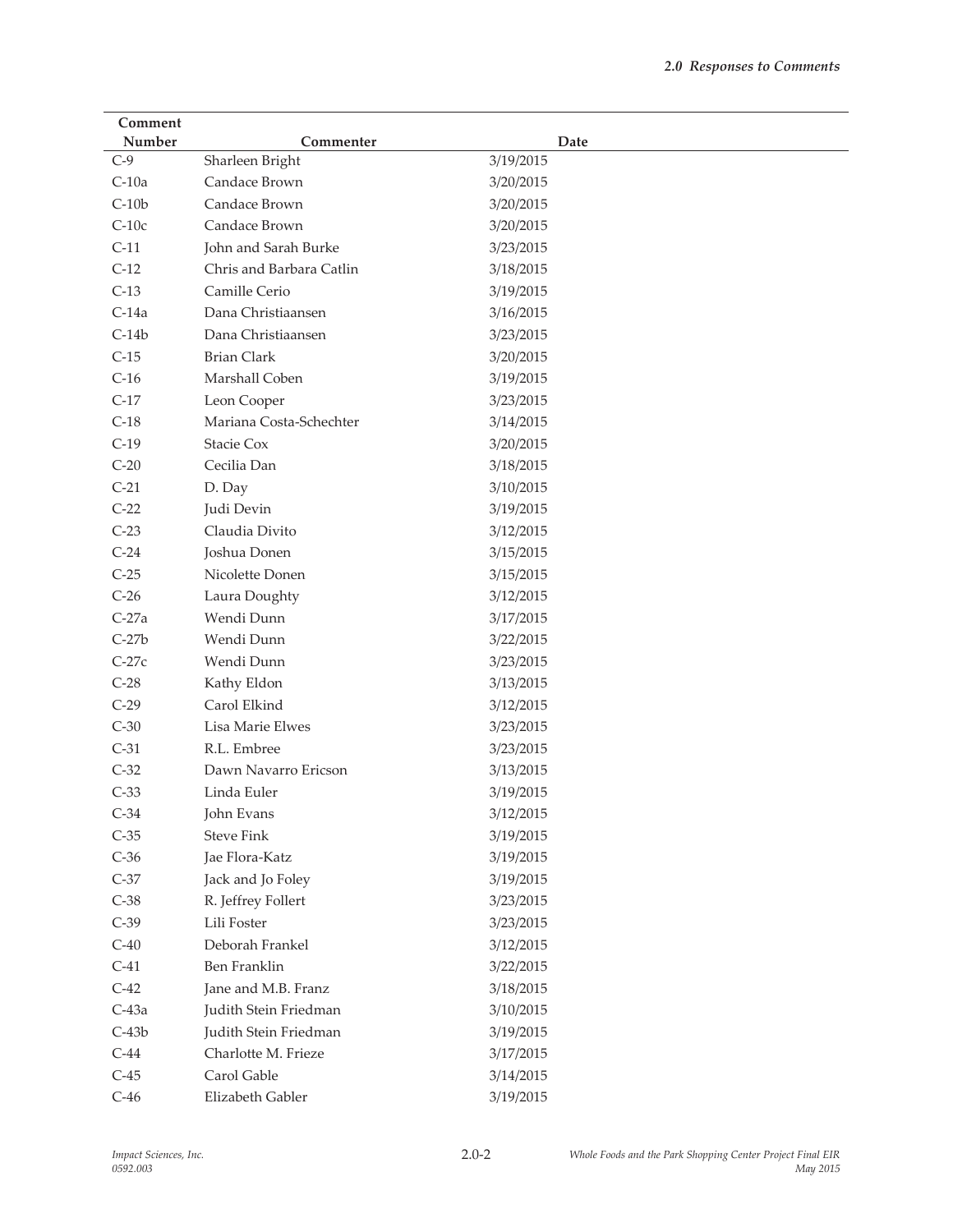| Comment Number | Commenter | Date |
|---|---|---|
| C-9 | Sharleen Bright | 3/19/2015 |
| C-10a | Candace Brown | 3/20/2015 |
| C-10b | Candace Brown | 3/20/2015 |
| C-10c | Candace Brown | 3/20/2015 |
| C-11 | John and Sarah Burke | 3/23/2015 |
| C-12 | Chris and Barbara Catlin | 3/18/2015 |
| C-13 | Camille Cerio | 3/19/2015 |
| C-14a | Dana Christiaansen | 3/16/2015 |
| C-14b | Dana Christiaansen | 3/23/2015 |
| C-15 | Brian Clark | 3/20/2015 |
| C-16 | Marshall Coben | 3/19/2015 |
| C-17 | Leon Cooper | 3/23/2015 |
| C-18 | Mariana Costa-Schechter | 3/14/2015 |
| C-19 | Stacie Cox | 3/20/2015 |
| C-20 | Cecilia Dan | 3/18/2015 |
| C-21 | D. Day | 3/10/2015 |
| C-22 | Judi Devin | 3/19/2015 |
| C-23 | Claudia Divito | 3/12/2015 |
| C-24 | Joshua Donen | 3/15/2015 |
| C-25 | Nicolette Donen | 3/15/2015 |
| C-26 | Laura Doughty | 3/12/2015 |
| C-27a | Wendi Dunn | 3/17/2015 |
| C-27b | Wendi Dunn | 3/22/2015 |
| C-27c | Wendi Dunn | 3/23/2015 |
| C-28 | Kathy Eldon | 3/13/2015 |
| C-29 | Carol Elkind | 3/12/2015 |
| C-30 | Lisa Marie Elwes | 3/23/2015 |
| C-31 | R.L. Embree | 3/23/2015 |
| C-32 | Dawn Navarro Ericson | 3/13/2015 |
| C-33 | Linda Euler | 3/19/2015 |
| C-34 | John Evans | 3/12/2015 |
| C-35 | Steve Fink | 3/19/2015 |
| C-36 | Jae Flora-Katz | 3/19/2015 |
| C-37 | Jack and Jo Foley | 3/19/2015 |
| C-38 | R. Jeffrey Follert | 3/23/2015 |
| C-39 | Lili Foster | 3/23/2015 |
| C-40 | Deborah Frankel | 3/12/2015 |
| C-41 | Ben Franklin | 3/22/2015 |
| C-42 | Jane and M.B. Franz | 3/18/2015 |
| C-43a | Judith Stein Friedman | 3/10/2015 |
| C-43b | Judith Stein Friedman | 3/19/2015 |
| C-44 | Charlotte M. Frieze | 3/17/2015 |
| C-45 | Carol Gable | 3/14/2015 |
| C-46 | Elizabeth Gabler | 3/19/2015 |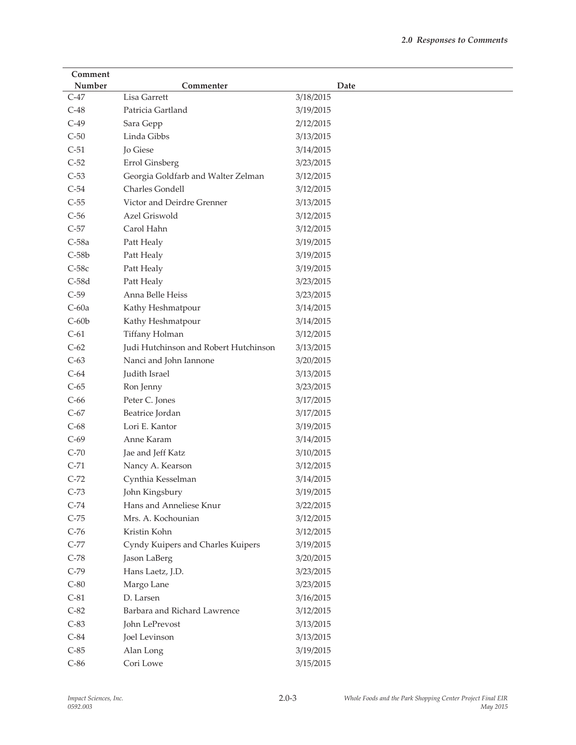| Comment Number | Commenter | Date |
|---|---|---|
| C-47 | Lisa Garrett | 3/18/2015 |
| C-48 | Patricia Gartland | 3/19/2015 |
| C-49 | Sara Gepp | 2/12/2015 |
| C-50 | Linda Gibbs | 3/13/2015 |
| C-51 | Jo Giese | 3/14/2015 |
| C-52 | Errol Ginsberg | 3/23/2015 |
| C-53 | Georgia Goldfarb and Walter Zelman | 3/12/2015 |
| C-54 | Charles Gondell | 3/12/2015 |
| C-55 | Victor and Deirdre Grenner | 3/13/2015 |
| C-56 | Azel Griswold | 3/12/2015 |
| C-57 | Carol Hahn | 3/12/2015 |
| C-58a | Patt Healy | 3/19/2015 |
| C-58b | Patt Healy | 3/19/2015 |
| C-58c | Patt Healy | 3/19/2015 |
| C-58d | Patt Healy | 3/23/2015 |
| C-59 | Anna Belle Heiss | 3/23/2015 |
| C-60a | Kathy Heshmatpour | 3/14/2015 |
| C-60b | Kathy Heshmatpour | 3/14/2015 |
| C-61 | Tiffany Holman | 3/12/2015 |
| C-62 | Judi Hutchinson and Robert Hutchinson | 3/13/2015 |
| C-63 | Nanci and John Iannone | 3/20/2015 |
| C-64 | Judith Israel | 3/13/2015 |
| C-65 | Ron Jenny | 3/23/2015 |
| C-66 | Peter C. Jones | 3/17/2015 |
| C-67 | Beatrice Jordan | 3/17/2015 |
| C-68 | Lori E. Kantor | 3/19/2015 |
| C-69 | Anne Karam | 3/14/2015 |
| C-70 | Jae and Jeff Katz | 3/10/2015 |
| C-71 | Nancy A. Kearson | 3/12/2015 |
| C-72 | Cynthia Kesselman | 3/14/2015 |
| C-73 | John Kingsbury | 3/19/2015 |
| C-74 | Hans and Anneliese Knur | 3/22/2015 |
| C-75 | Mrs. A. Kochounian | 3/12/2015 |
| C-76 | Kristin Kohn | 3/12/2015 |
| C-77 | Cyndy Kuipers and Charles Kuipers | 3/19/2015 |
| C-78 | Jason LaBerg | 3/20/2015 |
| C-79 | Hans Laetz, J.D. | 3/23/2015 |
| C-80 | Margo Lane | 3/23/2015 |
| C-81 | D. Larsen | 3/16/2015 |
| C-82 | Barbara and Richard Lawrence | 3/12/2015 |
| C-83 | John LePrevost | 3/13/2015 |
| C-84 | Joel Levinson | 3/13/2015 |
| C-85 | Alan Long | 3/19/2015 |
| C-86 | Cori Lowe | 3/15/2015 |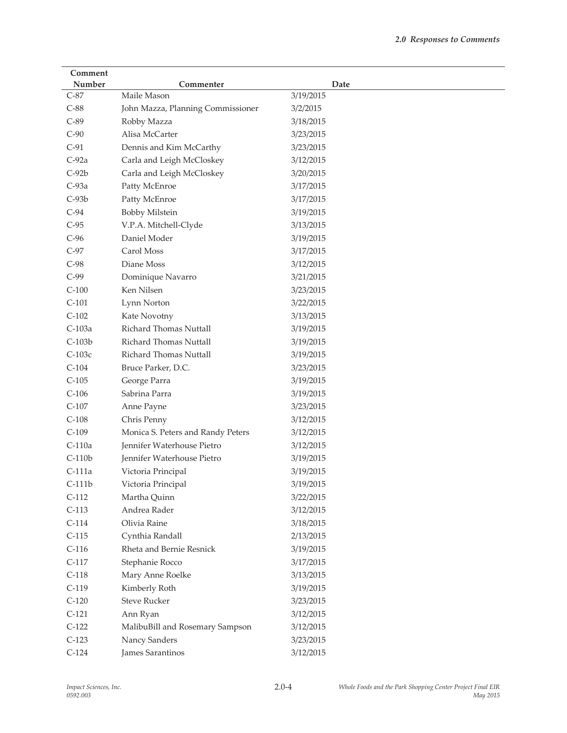| Comment Number | Commenter | Date |
|---|---|---|
| C-87 | Maile Mason | 3/19/2015 |
| C-88 | John Mazza, Planning Commissioner | 3/2/2015 |
| C-89 | Robby Mazza | 3/18/2015 |
| C-90 | Alisa McCarter | 3/23/2015 |
| C-91 | Dennis and Kim McCarthy | 3/23/2015 |
| C-92a | Carla and Leigh McCloskey | 3/12/2015 |
| C-92b | Carla and Leigh McCloskey | 3/20/2015 |
| C-93a | Patty McEnroe | 3/17/2015 |
| C-93b | Patty McEnroe | 3/17/2015 |
| C-94 | Bobby Milstein | 3/19/2015 |
| C-95 | V.P.A. Mitchell-Clyde | 3/13/2015 |
| C-96 | Daniel Moder | 3/19/2015 |
| C-97 | Carol Moss | 3/17/2015 |
| C-98 | Diane Moss | 3/12/2015 |
| C-99 | Dominique Navarro | 3/21/2015 |
| C-100 | Ken Nilsen | 3/23/2015 |
| C-101 | Lynn Norton | 3/22/2015 |
| C-102 | Kate Novotny | 3/13/2015 |
| C-103a | Richard Thomas Nuttall | 3/19/2015 |
| C-103b | Richard Thomas Nuttall | 3/19/2015 |
| C-103c | Richard Thomas Nuttall | 3/19/2015 |
| C-104 | Bruce Parker, D.C. | 3/23/2015 |
| C-105 | George Parra | 3/19/2015 |
| C-106 | Sabrina Parra | 3/19/2015 |
| C-107 | Anne Payne | 3/23/2015 |
| C-108 | Chris Penny | 3/12/2015 |
| C-109 | Monica S. Peters and Randy Peters | 3/12/2015 |
| C-110a | Jennifer Waterhouse Pietro | 3/12/2015 |
| C-110b | Jennifer Waterhouse Pietro | 3/19/2015 |
| C-111a | Victoria Principal | 3/19/2015 |
| C-111b | Victoria Principal | 3/19/2015 |
| C-112 | Martha Quinn | 3/22/2015 |
| C-113 | Andrea Rader | 3/12/2015 |
| C-114 | Olivia Raine | 3/18/2015 |
| C-115 | Cynthia Randall | 2/13/2015 |
| C-116 | Rheta and Bernie Resnick | 3/19/2015 |
| C-117 | Stephanie Rocco | 3/17/2015 |
| C-118 | Mary Anne Roelke | 3/13/2015 |
| C-119 | Kimberly Roth | 3/19/2015 |
| C-120 | Steve Rucker | 3/23/2015 |
| C-121 | Ann Ryan | 3/12/2015 |
| C-122 | MalibuBill and Rosemary Sampson | 3/12/2015 |
| C-123 | Nancy Sanders | 3/23/2015 |
| C-124 | James Sarantinos | 3/12/2015 |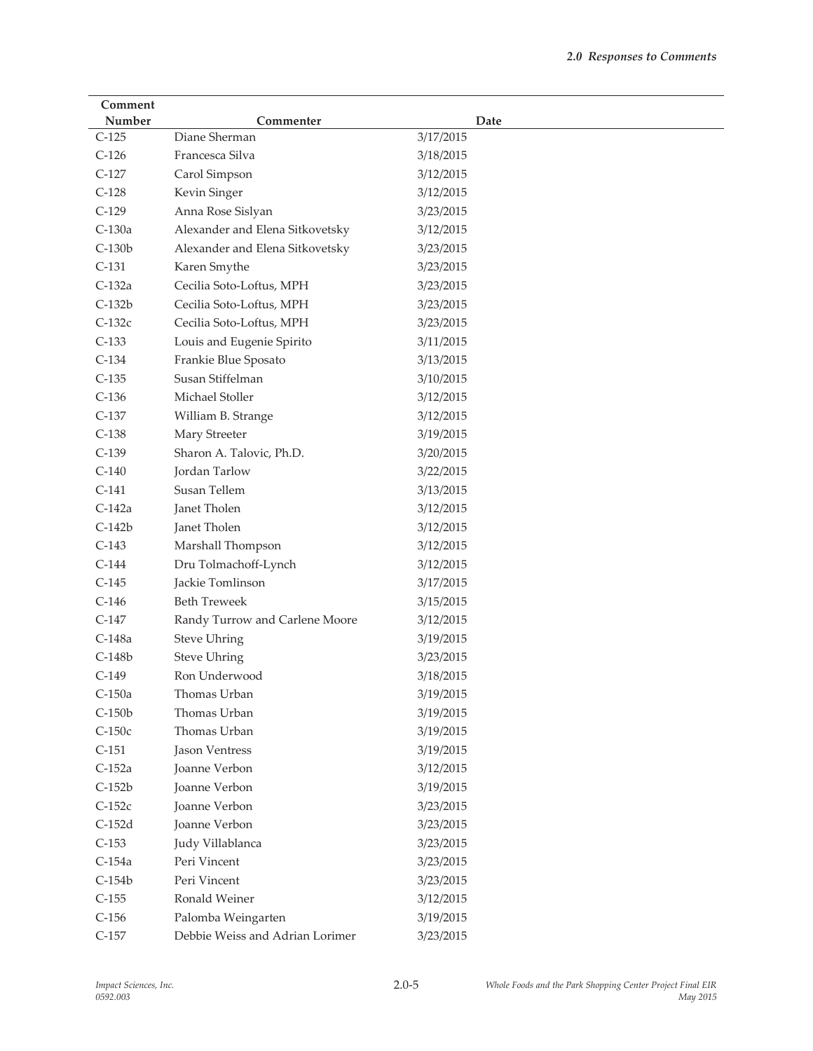| Comment Number | Commenter | Date |
|---|---|---|
| C-125 | Diane Sherman | 3/17/2015 |
| C-126 | Francesca Silva | 3/18/2015 |
| C-127 | Carol Simpson | 3/12/2015 |
| C-128 | Kevin Singer | 3/12/2015 |
| C-129 | Anna Rose Sislyan | 3/23/2015 |
| C-130a | Alexander and Elena Sitkovetsky | 3/12/2015 |
| C-130b | Alexander and Elena Sitkovetsky | 3/23/2015 |
| C-131 | Karen Smythe | 3/23/2015 |
| C-132a | Cecilia Soto-Loftus, MPH | 3/23/2015 |
| C-132b | Cecilia Soto-Loftus, MPH | 3/23/2015 |
| C-132c | Cecilia Soto-Loftus, MPH | 3/23/2015 |
| C-133 | Louis and Eugenie Spirito | 3/11/2015 |
| C-134 | Frankie Blue Sposato | 3/13/2015 |
| C-135 | Susan Stiffelman | 3/10/2015 |
| C-136 | Michael Stoller | 3/12/2015 |
| C-137 | William B. Strange | 3/12/2015 |
| C-138 | Mary Streeter | 3/19/2015 |
| C-139 | Sharon A. Talovic, Ph.D. | 3/20/2015 |
| C-140 | Jordan Tarlow | 3/22/2015 |
| C-141 | Susan Tellem | 3/13/2015 |
| C-142a | Janet Tholen | 3/12/2015 |
| C-142b | Janet Tholen | 3/12/2015 |
| C-143 | Marshall Thompson | 3/12/2015 |
| C-144 | Dru Tolmachoff-Lynch | 3/12/2015 |
| C-145 | Jackie Tomlinson | 3/17/2015 |
| C-146 | Beth Treweek | 3/15/2015 |
| C-147 | Randy Turrow and Carlene Moore | 3/12/2015 |
| C-148a | Steve Uhring | 3/19/2015 |
| C-148b | Steve Uhring | 3/23/2015 |
| C-149 | Ron Underwood | 3/18/2015 |
| C-150a | Thomas Urban | 3/19/2015 |
| C-150b | Thomas Urban | 3/19/2015 |
| C-150c | Thomas Urban | 3/19/2015 |
| C-151 | Jason Ventress | 3/19/2015 |
| C-152a | Joanne Verbon | 3/12/2015 |
| C-152b | Joanne Verbon | 3/19/2015 |
| C-152c | Joanne Verbon | 3/23/2015 |
| C-152d | Joanne Verbon | 3/23/2015 |
| C-153 | Judy Villablanca | 3/23/2015 |
| C-154a | Peri Vincent | 3/23/2015 |
| C-154b | Peri Vincent | 3/23/2015 |
| C-155 | Ronald Weiner | 3/12/2015 |
| C-156 | Palomba Weingarten | 3/19/2015 |
| C-157 | Debbie Weiss and Adrian Lorimer | 3/23/2015 |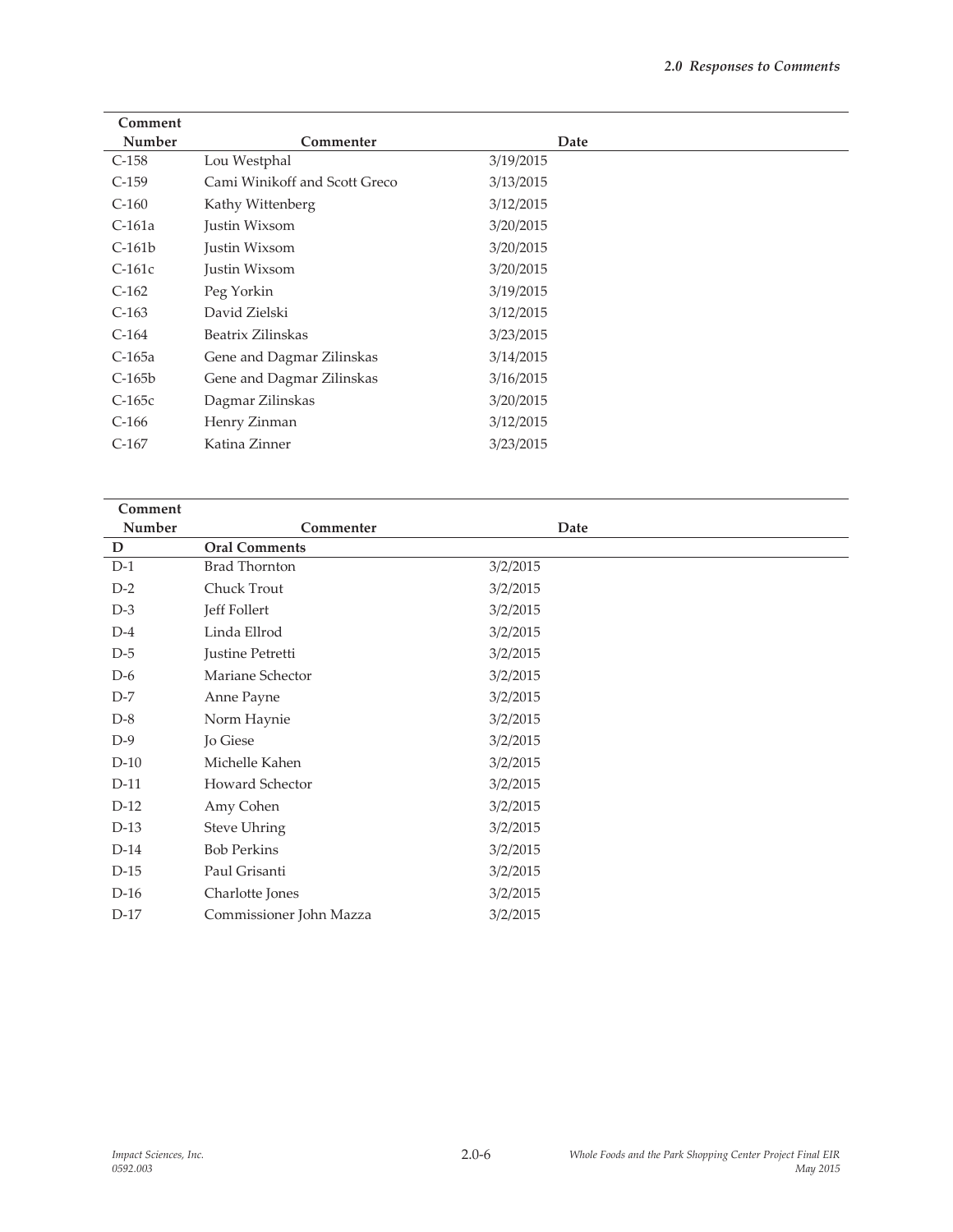| Comment Number | Commenter | Date |
|---|---|---|
| C-158 | Lou Westphal | 3/19/2015 |
| C-159 | Cami Winikoff and Scott Greco | 3/13/2015 |
| C-160 | Kathy Wittenberg | 3/12/2015 |
| C-161a | Justin Wixsom | 3/20/2015 |
| C-161b | Justin Wixsom | 3/20/2015 |
| C-161c | Justin Wixsom | 3/20/2015 |
| C-162 | Peg Yorkin | 3/19/2015 |
| C-163 | David Zielski | 3/12/2015 |
| C-164 | Beatrix Zilinskas | 3/23/2015 |
| C-165a | Gene and Dagmar Zilinskas | 3/14/2015 |
| C-165b | Gene and Dagmar Zilinskas | 3/16/2015 |
| C-165c | Dagmar Zilinskas | 3/20/2015 |
| C-166 | Henry Zinman | 3/12/2015 |
| C-167 | Katina Zinner | 3/23/2015 |

| Comment Number | Commenter | Date |
|---|---|---|
| **D** | **Oral Comments** | |
| D-1 | Brad Thornton | 3/2/2015 |
| D-2 | Chuck Trout | 3/2/2015 |
| D-3 | Jeff Follert | 3/2/2015 |
| D-4 | Linda Ellrod | 3/2/2015 |
| D-5 | Justine Petretti | 3/2/2015 |
| D-6 | Mariane Schector | 3/2/2015 |
| D-7 | Anne Payne | 3/2/2015 |
| D-8 | Norm Haynie | 3/2/2015 |
| D-9 | Jo Giese | 3/2/2015 |
| D-10 | Michelle Kahen | 3/2/2015 |
| D-11 | Howard Schector | 3/2/2015 |
| D-12 | Amy Cohen | 3/2/2015 |
| D-13 | Steve Uhring | 3/2/2015 |
| D-14 | Bob Perkins | 3/2/2015 |
| D-15 | Paul Grisanti | 3/2/2015 |
| D-16 | Charlotte Jones | 3/2/2015 |
| D-17 | Commissioner John Mazza | 3/2/2015 |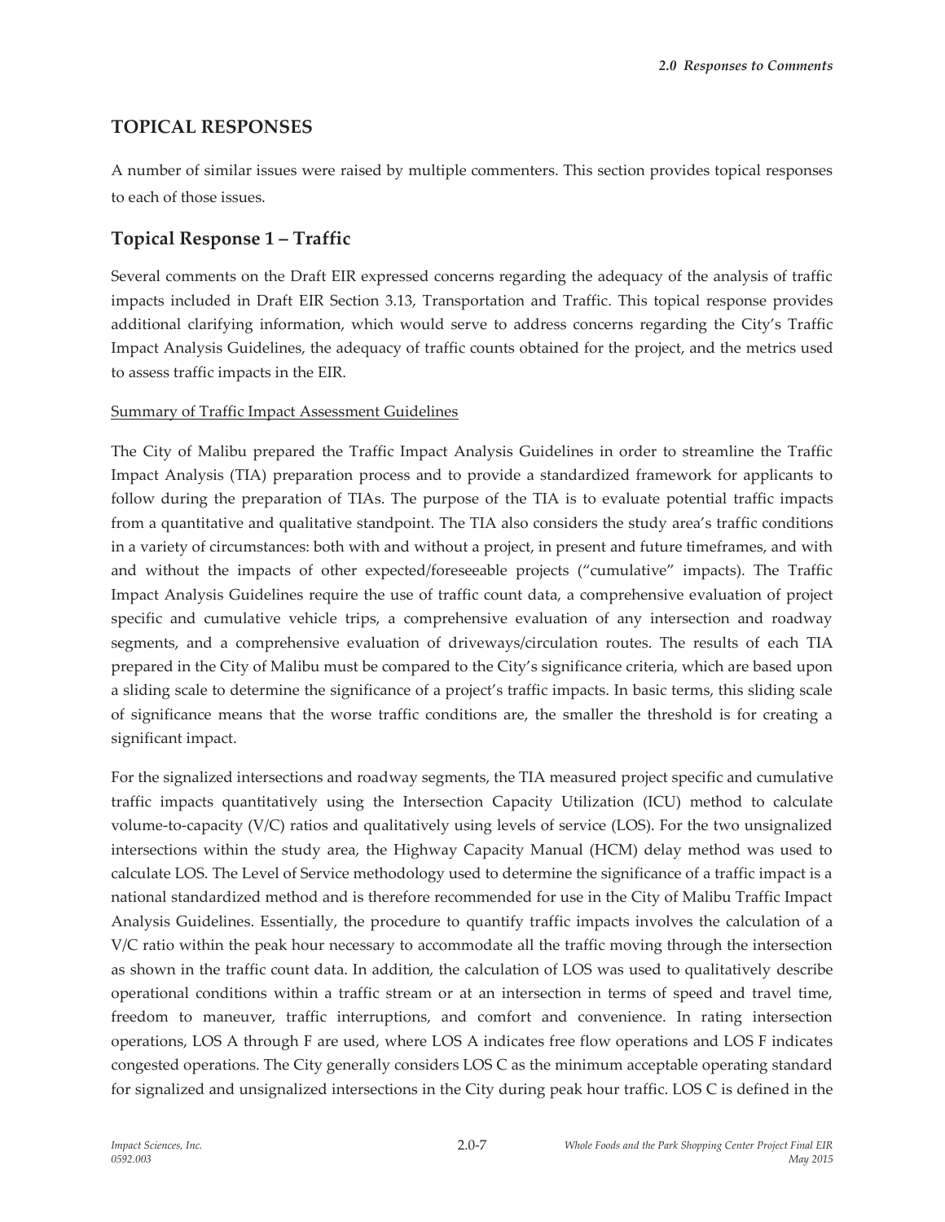## TOPICAL RESPONSES

A number of similar issues were raised by multiple commenters. This section provides topical responses to each of those issues.

### Topical Response 1 – Traffic

Several comments on the Draft EIR expressed concerns regarding the adequacy of the analysis of traffic impacts included in Draft EIR Section 3.13, Transportation and Traffic. This topical response provides additional clarifying information, which would serve to address concerns regarding the City's Traffic Impact Analysis Guidelines, the adequacy of traffic counts obtained for the project, and the metrics used to assess traffic impacts in the EIR.

Summary of Traffic Impact Assessment Guidelines

The City of Malibu prepared the Traffic Impact Analysis Guidelines in order to streamline the Traffic Impact Analysis (TIA) preparation process and to provide a standardized framework for applicants to follow during the preparation of TIAs. The purpose of the TIA is to evaluate potential traffic impacts from a quantitative and qualitative standpoint. The TIA also considers the study area's traffic conditions in a variety of circumstances: both with and without a project, in present and future timeframes, and with and without the impacts of other expected/foreseeable projects ("cumulative" impacts). The Traffic Impact Analysis Guidelines require the use of traffic count data, a comprehensive evaluation of project specific and cumulative vehicle trips, a comprehensive evaluation of any intersection and roadway segments, and a comprehensive evaluation of driveways/circulation routes. The results of each TIA prepared in the City of Malibu must be compared to the City's significance criteria, which are based upon a sliding scale to determine the significance of a project's traffic impacts. In basic terms, this sliding scale of significance means that the worse traffic conditions are, the smaller the threshold is for creating a significant impact.

For the signalized intersections and roadway segments, the TIA measured project specific and cumulative traffic impacts quantitatively using the Intersection Capacity Utilization (ICU) method to calculate volume-to-capacity (V/C) ratios and qualitatively using levels of service (LOS). For the two unsignalized intersections within the study area, the Highway Capacity Manual (HCM) delay method was used to calculate LOS. The Level of Service methodology used to determine the significance of a traffic impact is a national standardized method and is therefore recommended for use in the City of Malibu Traffic Impact Analysis Guidelines. Essentially, the procedure to quantify traffic impacts involves the calculation of a V/C ratio within the peak hour necessary to accommodate all the traffic moving through the intersection as shown in the traffic count data. In addition, the calculation of LOS was used to qualitatively describe operational conditions within a traffic stream or at an intersection in terms of speed and travel time, freedom to maneuver, traffic interruptions, and comfort and convenience. In rating intersection operations, LOS A through F are used, where LOS A indicates free flow operations and LOS F indicates congested operations. The City generally considers LOS C as the minimum acceptable operating standard for signalized and unsignalized intersections in the City during peak hour traffic. LOS C is defined in the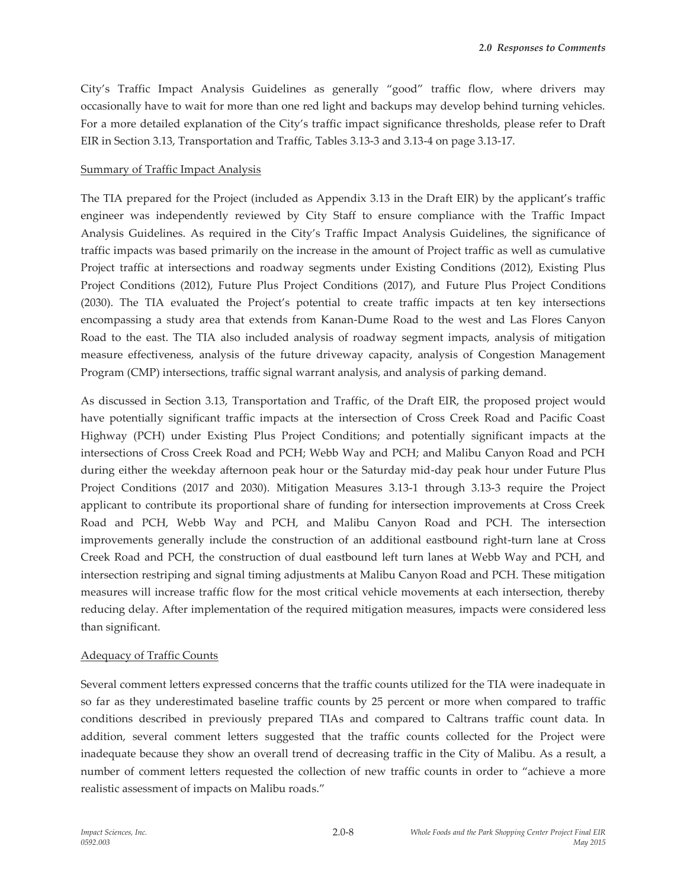City's Traffic Impact Analysis Guidelines as generally "good" traffic flow, where drivers may occasionally have to wait for more than one red light and backups may develop behind turning vehicles. For a more detailed explanation of the City's traffic impact significance thresholds, please refer to Draft EIR in Section 3.13, Transportation and Traffic, Tables 3.13-3 and 3.13-4 on page 3.13-17.

Summary of Traffic Impact Analysis

The TIA prepared for the Project (included as Appendix 3.13 in the Draft EIR) by the applicant's traffic engineer was independently reviewed by City Staff to ensure compliance with the Traffic Impact Analysis Guidelines. As required in the City's Traffic Impact Analysis Guidelines, the significance of traffic impacts was based primarily on the increase in the amount of Project traffic as well as cumulative Project traffic at intersections and roadway segments under Existing Conditions (2012), Existing Plus Project Conditions (2012), Future Plus Project Conditions (2017), and Future Plus Project Conditions (2030). The TIA evaluated the Project's potential to create traffic impacts at ten key intersections encompassing a study area that extends from Kanan-Dume Road to the west and Las Flores Canyon Road to the east. The TIA also included analysis of roadway segment impacts, analysis of mitigation measure effectiveness, analysis of the future driveway capacity, analysis of Congestion Management Program (CMP) intersections, traffic signal warrant analysis, and analysis of parking demand.

As discussed in Section 3.13, Transportation and Traffic, of the Draft EIR, the proposed project would have potentially significant traffic impacts at the intersection of Cross Creek Road and Pacific Coast Highway (PCH) under Existing Plus Project Conditions; and potentially significant impacts at the intersections of Cross Creek Road and PCH; Webb Way and PCH; and Malibu Canyon Road and PCH during either the weekday afternoon peak hour or the Saturday mid-day peak hour under Future Plus Project Conditions (2017 and 2030). Mitigation Measures 3.13-1 through 3.13-3 require the Project applicant to contribute its proportional share of funding for intersection improvements at Cross Creek Road and PCH, Webb Way and PCH, and Malibu Canyon Road and PCH. The intersection improvements generally include the construction of an additional eastbound right-turn lane at Cross Creek Road and PCH, the construction of dual eastbound left turn lanes at Webb Way and PCH, and intersection restriping and signal timing adjustments at Malibu Canyon Road and PCH. These mitigation measures will increase traffic flow for the most critical vehicle movements at each intersection, thereby reducing delay. After implementation of the required mitigation measures, impacts were considered less than significant.

Adequacy of Traffic Counts

Several comment letters expressed concerns that the traffic counts utilized for the TIA were inadequate in so far as they underestimated baseline traffic counts by 25 percent or more when compared to traffic conditions described in previously prepared TIAs and compared to Caltrans traffic count data. In addition, several comment letters suggested that the traffic counts collected for the Project were inadequate because they show an overall trend of decreasing traffic in the City of Malibu. As a result, a number of comment letters requested the collection of new traffic counts in order to "achieve a more realistic assessment of impacts on Malibu roads."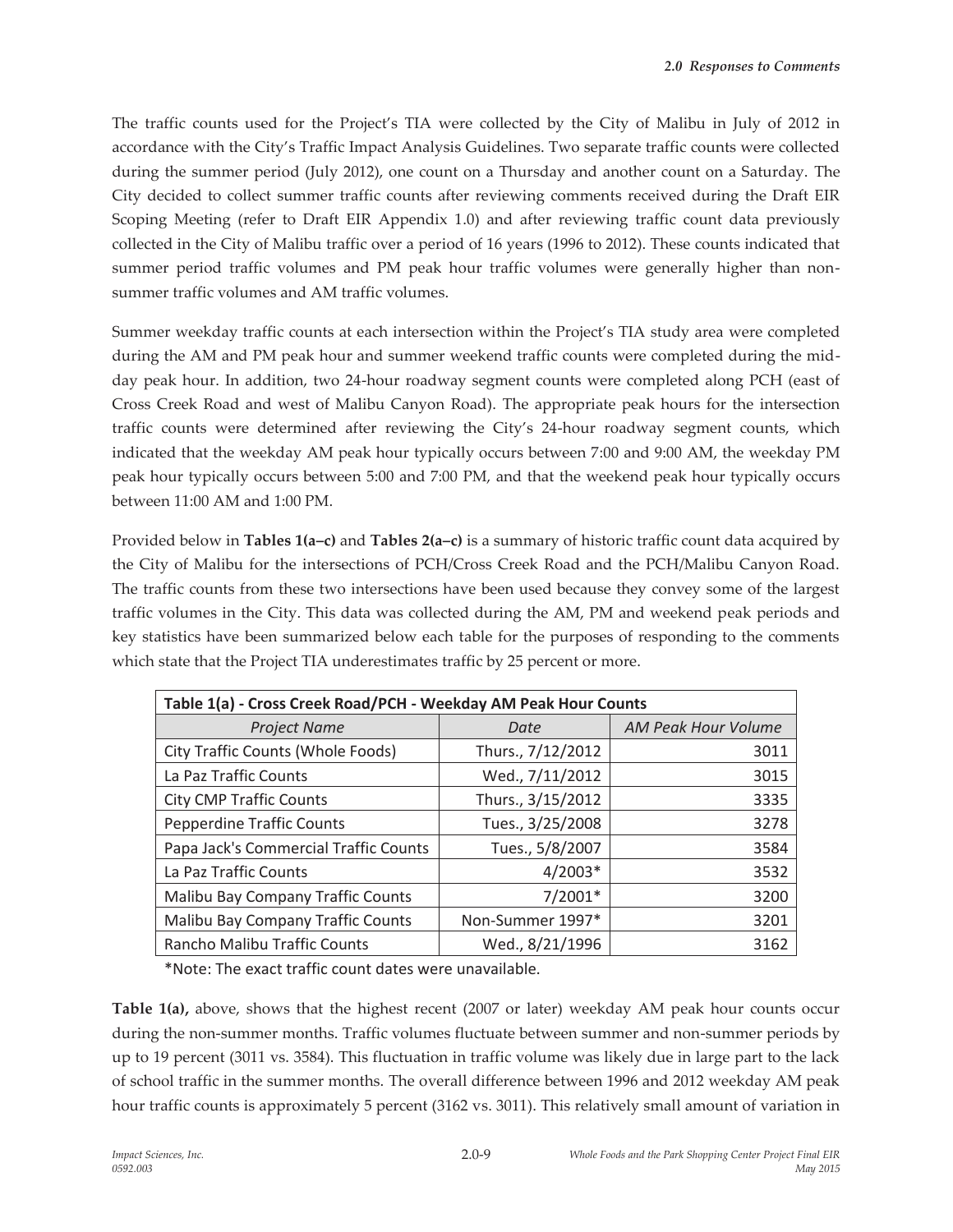The traffic counts used for the Project's TIA were collected by the City of Malibu in July of 2012 in accordance with the City's Traffic Impact Analysis Guidelines. Two separate traffic counts were collected during the summer period (July 2012), one count on a Thursday and another count on a Saturday. The City decided to collect summer traffic counts after reviewing comments received during the Draft EIR Scoping Meeting (refer to Draft EIR Appendix 1.0) and after reviewing traffic count data previously collected in the City of Malibu traffic over a period of 16 years (1996 to 2012). These counts indicated that summer period traffic volumes and PM peak hour traffic volumes were generally higher than non-summer traffic volumes and AM traffic volumes.

Summer weekday traffic counts at each intersection within the Project's TIA study area were completed during the AM and PM peak hour and summer weekend traffic counts were completed during the mid-day peak hour. In addition, two 24-hour roadway segment counts were completed along PCH (east of Cross Creek Road and west of Malibu Canyon Road). The appropriate peak hours for the intersection traffic counts were determined after reviewing the City's 24-hour roadway segment counts, which indicated that the weekday AM peak hour typically occurs between 7:00 and 9:00 AM, the weekday PM peak hour typically occurs between 5:00 and 7:00 PM, and that the weekend peak hour typically occurs between 11:00 AM and 1:00 PM.

Provided below in **Tables 1(a–c)** and **Tables 2(a–c)** is a summary of historic traffic count data acquired by the City of Malibu for the intersections of PCH/Cross Creek Road and the PCH/Malibu Canyon Road. The traffic counts from these two intersections have been used because they convey some of the largest traffic volumes in the City. This data was collected during the AM, PM and weekend peak periods and key statistics have been summarized below each table for the purposes of responding to the comments which state that the Project TIA underestimates traffic by 25 percent or more.

**Table 1(a) - Cross Creek Road/PCH - Weekday AM Peak Hour Counts**

| *Project Name* | *Date* | *AM Peak Hour Volume* |
|---|---|---|
| City Traffic Counts (Whole Foods) | Thurs., 7/12/2012 | 3011 |
| La Paz Traffic Counts | Wed., 7/11/2012 | 3015 |
| City CMP Traffic Counts | Thurs., 3/15/2012 | 3335 |
| Pepperdine Traffic Counts | Tues., 3/25/2008 | 3278 |
| Papa Jack's Commercial Traffic Counts | Tues., 5/8/2007 | 3584 |
| La Paz Traffic Counts | 4/2003* | 3532 |
| Malibu Bay Company Traffic Counts | 7/2001* | 3200 |
| Malibu Bay Company Traffic Counts | Non-Summer 1997* | 3201 |
| Rancho Malibu Traffic Counts | Wed., 8/21/1996 | 3162 |

*Note: The exact traffic count dates were unavailable.

**Table 1(a),** above, shows that the highest recent (2007 or later) weekday AM peak hour counts occur during the non-summer months. Traffic volumes fluctuate between summer and non-summer periods by up to 19 percent (3011 vs. 3584). This fluctuation in traffic volume was likely due in large part to the lack of school traffic in the summer months. The overall difference between 1996 and 2012 weekday AM peak hour traffic counts is approximately 5 percent (3162 vs. 3011). This relatively small amount of variation in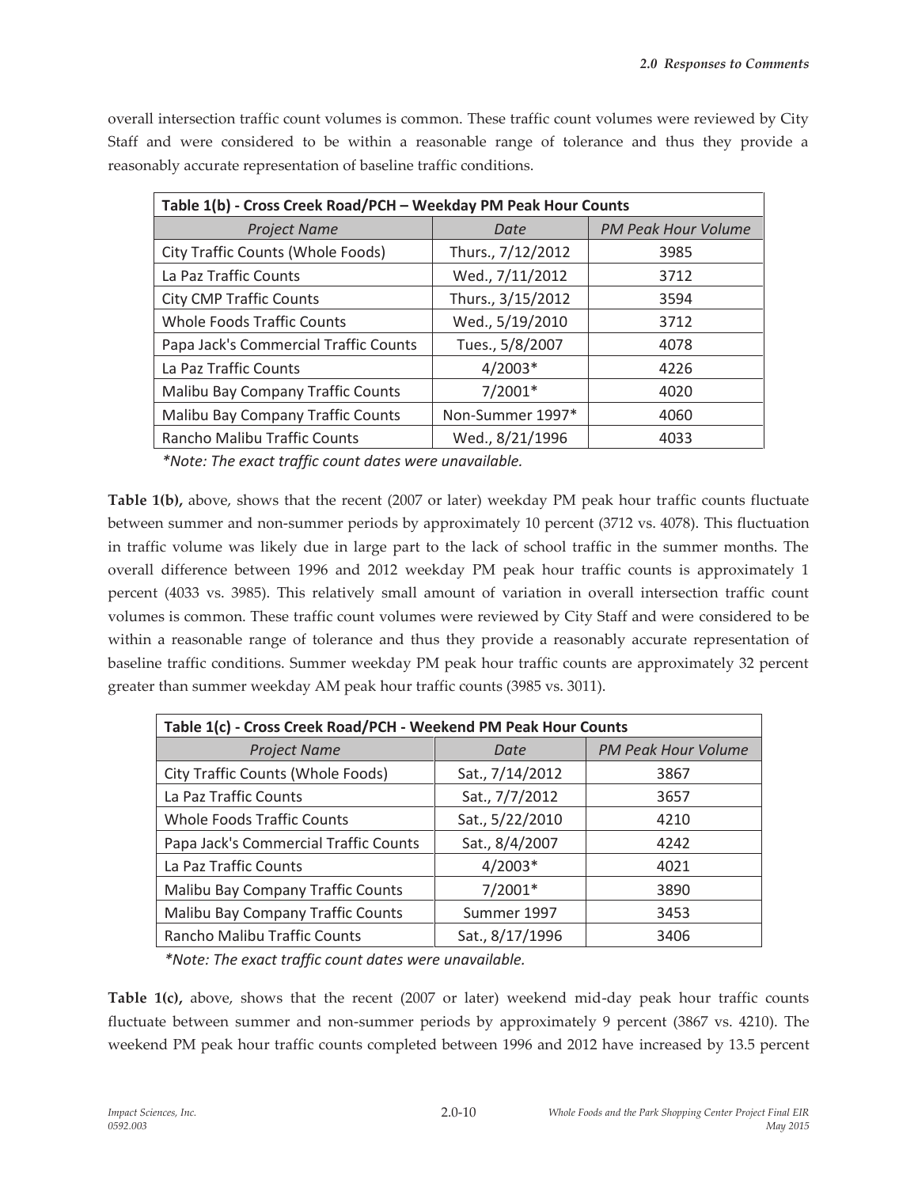overall intersection traffic count volumes is common. These traffic count volumes were reviewed by City Staff and were considered to be within a reasonable range of tolerance and thus they provide a reasonably accurate representation of baseline traffic conditions.

| Table 1(b) - Cross Creek Road/PCH – Weekday PM Peak Hour Counts | | |
|---|---|---|
| *Project Name* | *Date* | *PM Peak Hour Volume* |
| City Traffic Counts (Whole Foods) | Thurs., 7/12/2012 | 3985 |
| La Paz Traffic Counts | Wed., 7/11/2012 | 3712 |
| City CMP Traffic Counts | Thurs., 3/15/2012 | 3594 |
| Whole Foods Traffic Counts | Wed., 5/19/2010 | 3712 |
| Papa Jack's Commercial Traffic Counts | Tues., 5/8/2007 | 4078 |
| La Paz Traffic Counts | 4/2003* | 4226 |
| Malibu Bay Company Traffic Counts | 7/2001* | 4020 |
| Malibu Bay Company Traffic Counts | Non-Summer 1997* | 4060 |
| Rancho Malibu Traffic Counts | Wed., 8/21/1996 | 4033 |

*\*Note: The exact traffic count dates were unavailable.*

**Table 1(b),** above, shows that the recent (2007 or later) weekday PM peak hour traffic counts fluctuate between summer and non-summer periods by approximately 10 percent (3712 vs. 4078). This fluctuation in traffic volume was likely due in large part to the lack of school traffic in the summer months. The overall difference between 1996 and 2012 weekday PM peak hour traffic counts is approximately 1 percent (4033 vs. 3985). This relatively small amount of variation in overall intersection traffic count volumes is common. These traffic count volumes were reviewed by City Staff and were considered to be within a reasonable range of tolerance and thus they provide a reasonably accurate representation of baseline traffic conditions. Summer weekday PM peak hour traffic counts are approximately 32 percent greater than summer weekday AM peak hour traffic counts (3985 vs. 3011).

| Table 1(c) - Cross Creek Road/PCH - Weekend PM Peak Hour Counts | | |
|---|---|---|
| *Project Name* | *Date* | *PM Peak Hour Volume* |
| City Traffic Counts (Whole Foods) | Sat., 7/14/2012 | 3867 |
| La Paz Traffic Counts | Sat., 7/7/2012 | 3657 |
| Whole Foods Traffic Counts | Sat., 5/22/2010 | 4210 |
| Papa Jack's Commercial Traffic Counts | Sat., 8/4/2007 | 4242 |
| La Paz Traffic Counts | 4/2003* | 4021 |
| Malibu Bay Company Traffic Counts | 7/2001* | 3890 |
| Malibu Bay Company Traffic Counts | Summer 1997 | 3453 |
| Rancho Malibu Traffic Counts | Sat., 8/17/1996 | 3406 |

*\*Note: The exact traffic count dates were unavailable.*

**Table 1(c),** above, shows that the recent (2007 or later) weekend mid-day peak hour traffic counts fluctuate between summer and non-summer periods by approximately 9 percent (3867 vs. 4210). The weekend PM peak hour traffic counts completed between 1996 and 2012 have increased by 13.5 percent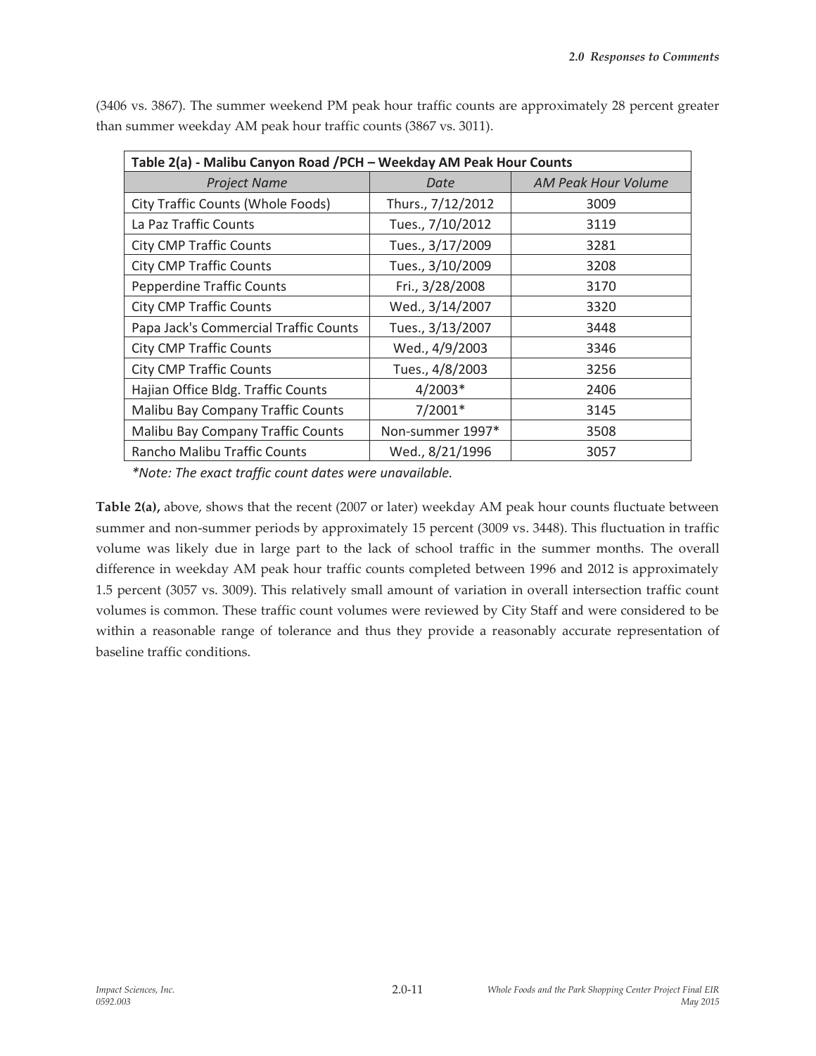(3406 vs. 3867). The summer weekend PM peak hour traffic counts are approximately 28 percent greater than summer weekday AM peak hour traffic counts (3867 vs. 3011).

| Table 2(a) - Malibu Canyon Road /PCH – Weekday AM Peak Hour Counts | | |
|---|---|---|
| *Project Name* | *Date* | *AM Peak Hour Volume* |
| City Traffic Counts (Whole Foods) | Thurs., 7/12/2012 | 3009 |
| La Paz Traffic Counts | Tues., 7/10/2012 | 3119 |
| City CMP Traffic Counts | Tues., 3/17/2009 | 3281 |
| City CMP Traffic Counts | Tues., 3/10/2009 | 3208 |
| Pepperdine Traffic Counts | Fri., 3/28/2008 | 3170 |
| City CMP Traffic Counts | Wed., 3/14/2007 | 3320 |
| Papa Jack's Commercial Traffic Counts | Tues., 3/13/2007 | 3448 |
| City CMP Traffic Counts | Wed., 4/9/2003 | 3346 |
| City CMP Traffic Counts | Tues., 4/8/2003 | 3256 |
| Hajian Office Bldg. Traffic Counts | 4/2003* | 2406 |
| Malibu Bay Company Traffic Counts | 7/2001* | 3145 |
| Malibu Bay Company Traffic Counts | Non-summer 1997* | 3508 |
| Rancho Malibu Traffic Counts | Wed., 8/21/1996 | 3057 |

*\*Note: The exact traffic count dates were unavailable.*

**Table 2(a),** above, shows that the recent (2007 or later) weekday AM peak hour counts fluctuate between summer and non-summer periods by approximately 15 percent (3009 vs. 3448). This fluctuation in traffic volume was likely due in large part to the lack of school traffic in the summer months. The overall difference in weekday AM peak hour traffic counts completed between 1996 and 2012 is approximately 1.5 percent (3057 vs. 3009). This relatively small amount of variation in overall intersection traffic count volumes is common. These traffic count volumes were reviewed by City Staff and were considered to be within a reasonable range of tolerance and thus they provide a reasonably accurate representation of baseline traffic conditions.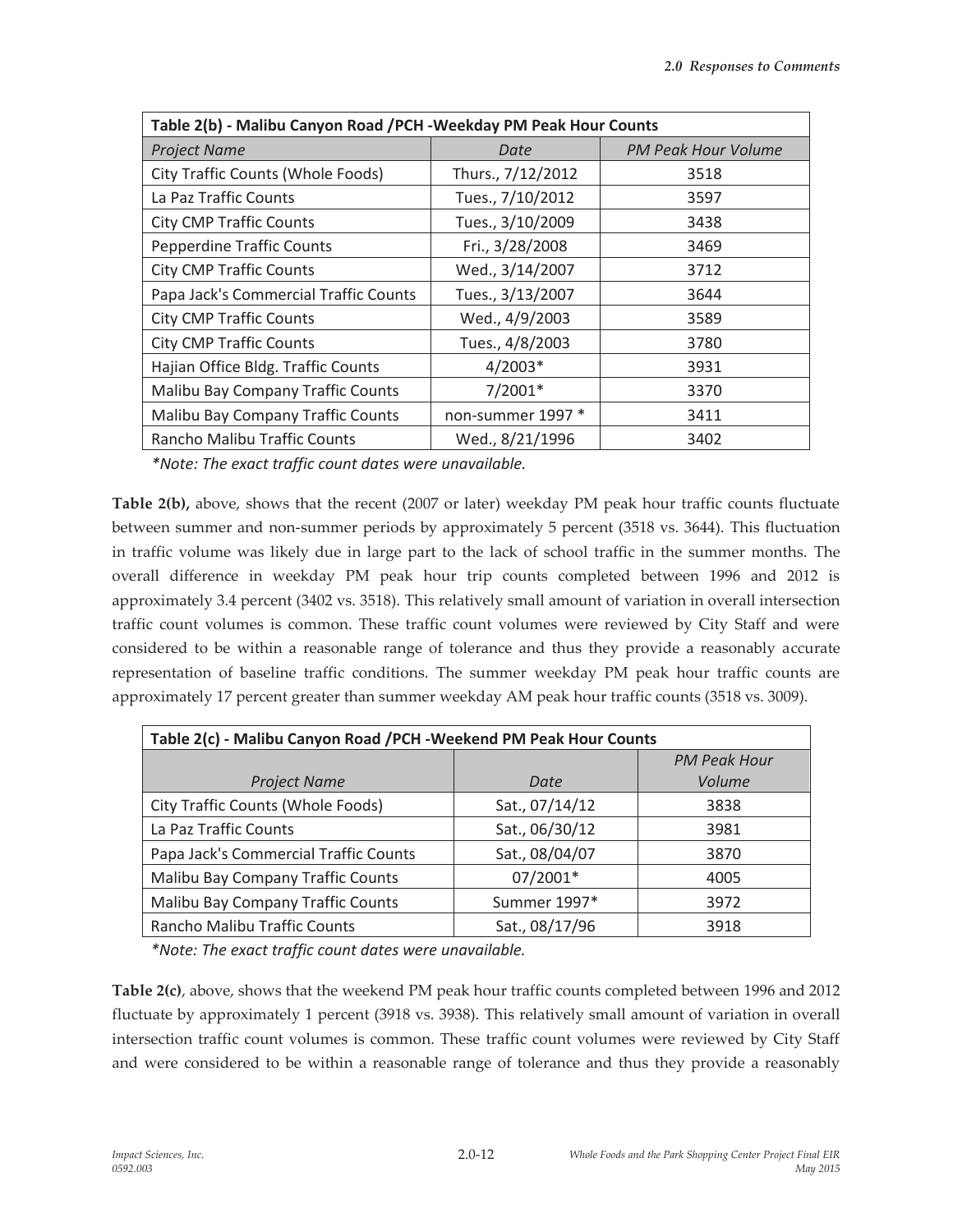| Table 2(b) - Malibu Canyon Road /PCH -Weekday PM Peak Hour Counts | | |
|---|---|---|
| *Project Name* | *Date* | *PM Peak Hour Volume* |
| City Traffic Counts (Whole Foods) | Thurs., 7/12/2012 | 3518 |
| La Paz Traffic Counts | Tues., 7/10/2012 | 3597 |
| City CMP Traffic Counts | Tues., 3/10/2009 | 3438 |
| Pepperdine Traffic Counts | Fri., 3/28/2008 | 3469 |
| City CMP Traffic Counts | Wed., 3/14/2007 | 3712 |
| Papa Jack's Commercial Traffic Counts | Tues., 3/13/2007 | 3644 |
| City CMP Traffic Counts | Wed., 4/9/2003 | 3589 |
| City CMP Traffic Counts | Tues., 4/8/2003 | 3780 |
| Hajian Office Bldg. Traffic Counts | 4/2003* | 3931 |
| Malibu Bay Company Traffic Counts | 7/2001* | 3370 |
| Malibu Bay Company Traffic Counts | non-summer 1997 * | 3411 |
| Rancho Malibu Traffic Counts | Wed., 8/21/1996 | 3402 |

*\*Note: The exact traffic count dates were unavailable.*

**Table 2(b),** above, shows that the recent (2007 or later) weekday PM peak hour traffic counts fluctuate between summer and non-summer periods by approximately 5 percent (3518 vs. 3644). This fluctuation in traffic volume was likely due in large part to the lack of school traffic in the summer months. The overall difference in weekday PM peak hour trip counts completed between 1996 and 2012 is approximately 3.4 percent (3402 vs. 3518). This relatively small amount of variation in overall intersection traffic count volumes is common. These traffic count volumes were reviewed by City Staff and were considered to be within a reasonable range of tolerance and thus they provide a reasonably accurate representation of baseline traffic conditions. The summer weekday PM peak hour traffic counts are approximately 17 percent greater than summer weekday AM peak hour traffic counts (3518 vs. 3009).

| Table 2(c) - Malibu Canyon Road /PCH -Weekend PM Peak Hour Counts | | |
|---|---|---|
| *Project Name* | *Date* | *PM Peak Hour Volume* |
| City Traffic Counts (Whole Foods) | Sat., 07/14/12 | 3838 |
| La Paz Traffic Counts | Sat., 06/30/12 | 3981 |
| Papa Jack's Commercial Traffic Counts | Sat., 08/04/07 | 3870 |
| Malibu Bay Company Traffic Counts | 07/2001* | 4005 |
| Malibu Bay Company Traffic Counts | Summer 1997* | 3972 |
| Rancho Malibu Traffic Counts | Sat., 08/17/96 | 3918 |

*\*Note: The exact traffic count dates were unavailable.*

**Table 2(c)**, above, shows that the weekend PM peak hour traffic counts completed between 1996 and 2012 fluctuate by approximately 1 percent (3918 vs. 3938). This relatively small amount of variation in overall intersection traffic count volumes is common. These traffic count volumes were reviewed by City Staff and were considered to be within a reasonable range of tolerance and thus they provide a reasonably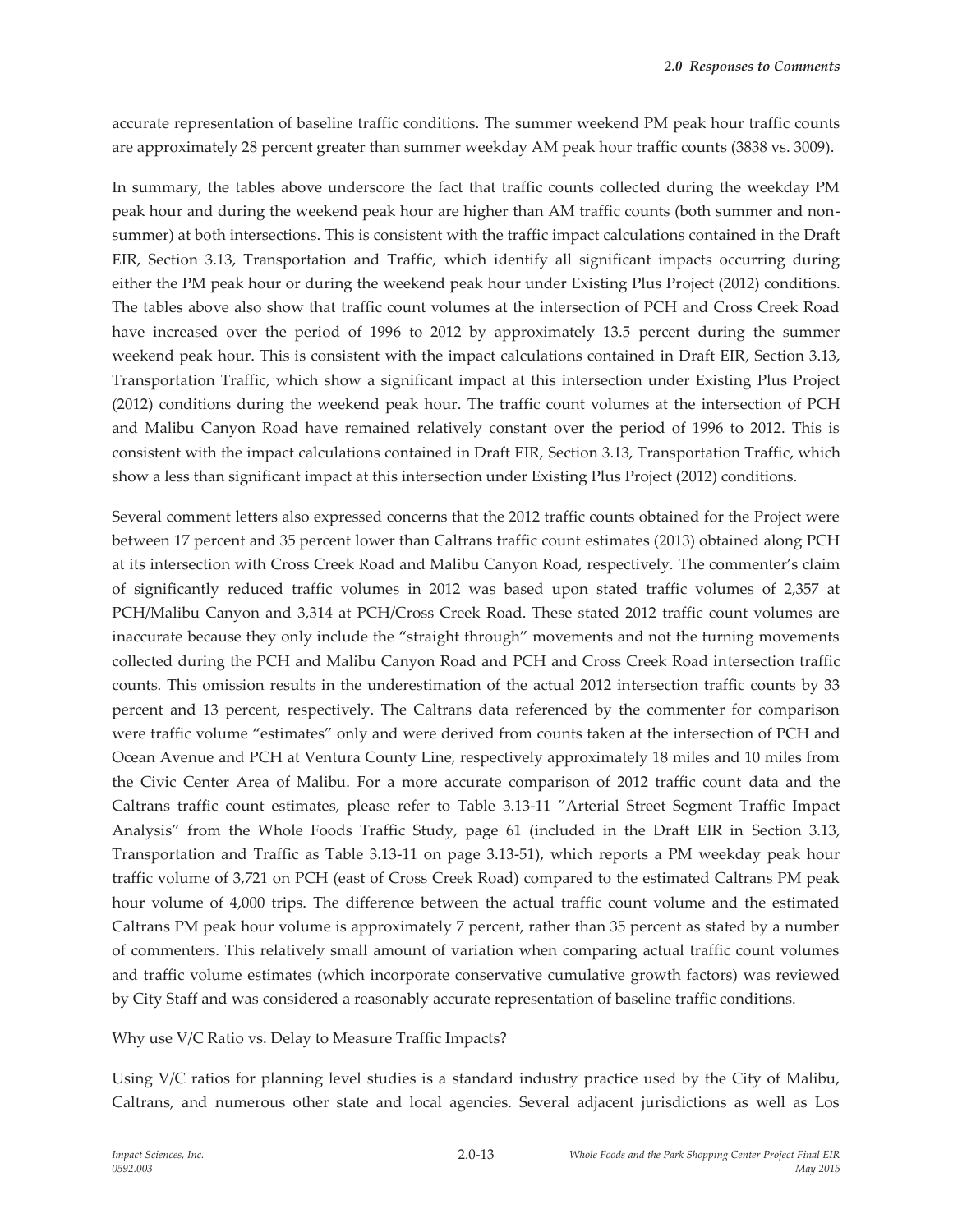accurate representation of baseline traffic conditions. The summer weekend PM peak hour traffic counts are approximately 28 percent greater than summer weekday AM peak hour traffic counts (3838 vs. 3009).

In summary, the tables above underscore the fact that traffic counts collected during the weekday PM peak hour and during the weekend peak hour are higher than AM traffic counts (both summer and non-summer) at both intersections. This is consistent with the traffic impact calculations contained in the Draft EIR, Section 3.13, Transportation and Traffic, which identify all significant impacts occurring during either the PM peak hour or during the weekend peak hour under Existing Plus Project (2012) conditions. The tables above also show that traffic count volumes at the intersection of PCH and Cross Creek Road have increased over the period of 1996 to 2012 by approximately 13.5 percent during the summer weekend peak hour. This is consistent with the impact calculations contained in Draft EIR, Section 3.13, Transportation Traffic, which show a significant impact at this intersection under Existing Plus Project (2012) conditions during the weekend peak hour. The traffic count volumes at the intersection of PCH and Malibu Canyon Road have remained relatively constant over the period of 1996 to 2012. This is consistent with the impact calculations contained in Draft EIR, Section 3.13, Transportation Traffic, which show a less than significant impact at this intersection under Existing Plus Project (2012) conditions.

Several comment letters also expressed concerns that the 2012 traffic counts obtained for the Project were between 17 percent and 35 percent lower than Caltrans traffic count estimates (2013) obtained along PCH at its intersection with Cross Creek Road and Malibu Canyon Road, respectively. The commenter's claim of significantly reduced traffic volumes in 2012 was based upon stated traffic volumes of 2,357 at PCH/Malibu Canyon and 3,314 at PCH/Cross Creek Road. These stated 2012 traffic count volumes are inaccurate because they only include the "straight through" movements and not the turning movements collected during the PCH and Malibu Canyon Road and PCH and Cross Creek Road intersection traffic counts. This omission results in the underestimation of the actual 2012 intersection traffic counts by 33 percent and 13 percent, respectively. The Caltrans data referenced by the commenter for comparison were traffic volume "estimates" only and were derived from counts taken at the intersection of PCH and Ocean Avenue and PCH at Ventura County Line, respectively approximately 18 miles and 10 miles from the Civic Center Area of Malibu. For a more accurate comparison of 2012 traffic count data and the Caltrans traffic count estimates, please refer to Table 3.13-11 "Arterial Street Segment Traffic Impact Analysis" from the Whole Foods Traffic Study, page 61 (included in the Draft EIR in Section 3.13, Transportation and Traffic as Table 3.13-11 on page 3.13-51), which reports a PM weekday peak hour traffic volume of 3,721 on PCH (east of Cross Creek Road) compared to the estimated Caltrans PM peak hour volume of 4,000 trips. The difference between the actual traffic count volume and the estimated Caltrans PM peak hour volume is approximately 7 percent, rather than 35 percent as stated by a number of commenters. This relatively small amount of variation when comparing actual traffic count volumes and traffic volume estimates (which incorporate conservative cumulative growth factors) was reviewed by City Staff and was considered a reasonably accurate representation of baseline traffic conditions.

<u>Why use V/C Ratio vs. Delay to Measure Traffic Impacts?</u>

Using V/C ratios for planning level studies is a standard industry practice used by the City of Malibu, Caltrans, and numerous other state and local agencies. Several adjacent jurisdictions as well as Los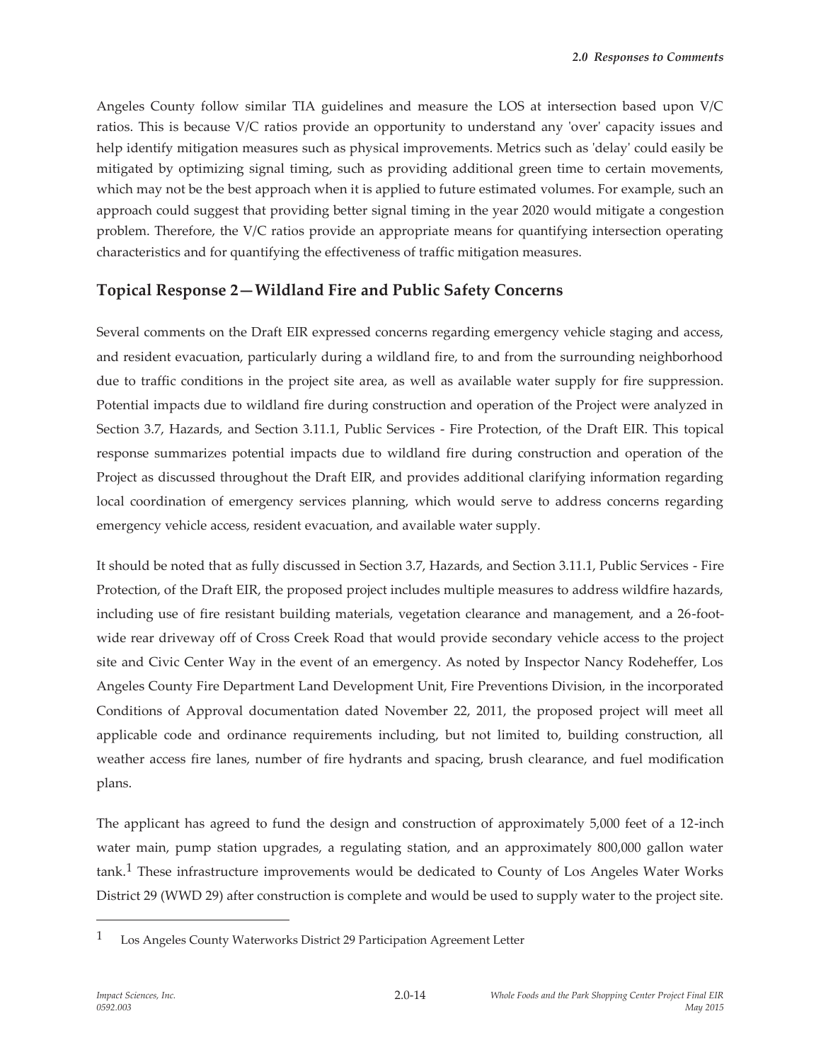Angeles County follow similar TIA guidelines and measure the LOS at intersection based upon V/C ratios. This is because V/C ratios provide an opportunity to understand any 'over' capacity issues and help identify mitigation measures such as physical improvements. Metrics such as 'delay' could easily be mitigated by optimizing signal timing, such as providing additional green time to certain movements, which may not be the best approach when it is applied to future estimated volumes. For example, such an approach could suggest that providing better signal timing in the year 2020 would mitigate a congestion problem. Therefore, the V/C ratios provide an appropriate means for quantifying intersection operating characteristics and for quantifying the effectiveness of traffic mitigation measures.

## Topical Response 2—Wildland Fire and Public Safety Concerns

Several comments on the Draft EIR expressed concerns regarding emergency vehicle staging and access, and resident evacuation, particularly during a wildland fire, to and from the surrounding neighborhood due to traffic conditions in the project site area, as well as available water supply for fire suppression. Potential impacts due to wildland fire during construction and operation of the Project were analyzed in Section 3.7, Hazards, and Section 3.11.1, Public Services - Fire Protection, of the Draft EIR. This topical response summarizes potential impacts due to wildland fire during construction and operation of the Project as discussed throughout the Draft EIR, and provides additional clarifying information regarding local coordination of emergency services planning, which would serve to address concerns regarding emergency vehicle access, resident evacuation, and available water supply.

It should be noted that as fully discussed in Section 3.7, Hazards, and Section 3.11.1, Public Services - Fire Protection, of the Draft EIR, the proposed project includes multiple measures to address wildfire hazards, including use of fire resistant building materials, vegetation clearance and management, and a 26-foot-wide rear driveway off of Cross Creek Road that would provide secondary vehicle access to the project site and Civic Center Way in the event of an emergency. As noted by Inspector Nancy Rodeheffer, Los Angeles County Fire Department Land Development Unit, Fire Preventions Division, in the incorporated Conditions of Approval documentation dated November 22, 2011, the proposed project will meet all applicable code and ordinance requirements including, but not limited to, building construction, all weather access fire lanes, number of fire hydrants and spacing, brush clearance, and fuel modification plans.

The applicant has agreed to fund the design and construction of approximately 5,000 feet of a 12-inch water main, pump station upgrades, a regulating station, and an approximately 800,000 gallon water tank.[1] These infrastructure improvements would be dedicated to County of Los Angeles Water Works District 29 (WWD 29) after construction is complete and would be used to supply water to the project site.

---

[1] Los Angeles County Waterworks District 29 Participation Agreement Letter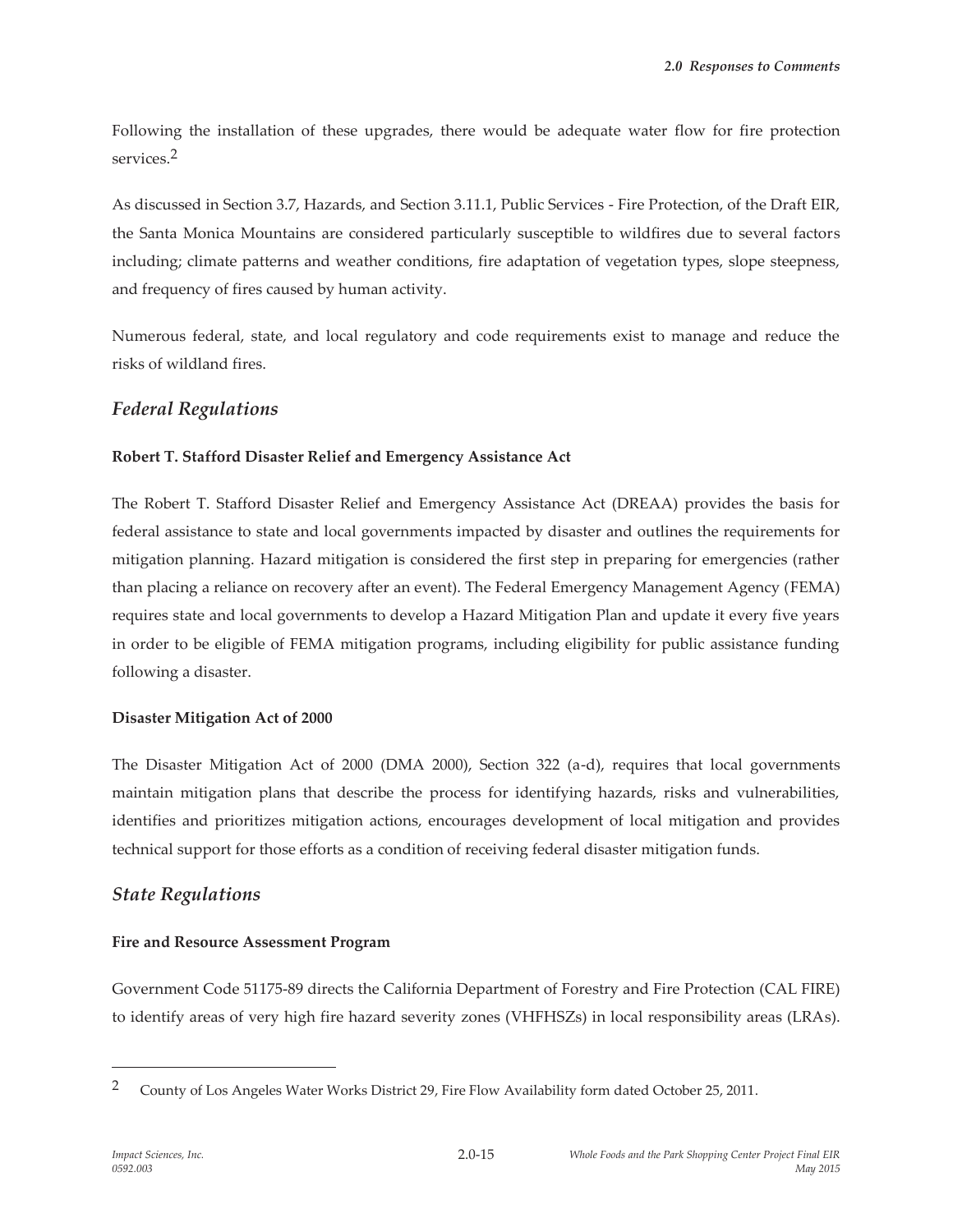Following the installation of these upgrades, there would be adequate water flow for fire protection services.[2]

As discussed in Section 3.7, Hazards, and Section 3.11.1, Public Services - Fire Protection, of the Draft EIR, the Santa Monica Mountains are considered particularly susceptible to wildfires due to several factors including; climate patterns and weather conditions, fire adaptation of vegetation types, slope steepness, and frequency of fires caused by human activity.

Numerous federal, state, and local regulatory and code requirements exist to manage and reduce the risks of wildland fires.

## *Federal Regulations*

**Robert T. Stafford Disaster Relief and Emergency Assistance Act**

The Robert T. Stafford Disaster Relief and Emergency Assistance Act (DREAA) provides the basis for federal assistance to state and local governments impacted by disaster and outlines the requirements for mitigation planning. Hazard mitigation is considered the first step in preparing for emergencies (rather than placing a reliance on recovery after an event). The Federal Emergency Management Agency (FEMA) requires state and local governments to develop a Hazard Mitigation Plan and update it every five years in order to be eligible of FEMA mitigation programs, including eligibility for public assistance funding following a disaster.

**Disaster Mitigation Act of 2000**

The Disaster Mitigation Act of 2000 (DMA 2000), Section 322 (a-d), requires that local governments maintain mitigation plans that describe the process for identifying hazards, risks and vulnerabilities, identifies and prioritizes mitigation actions, encourages development of local mitigation and provides technical support for those efforts as a condition of receiving federal disaster mitigation funds.

## *State Regulations*

**Fire and Resource Assessment Program**

Government Code 51175-89 directs the California Department of Forestry and Fire Protection (CAL FIRE) to identify areas of very high fire hazard severity zones (VHFHSZs) in local responsibility areas (LRAs).

---

[2] County of Los Angeles Water Works District 29, Fire Flow Availability form dated October 25, 2011.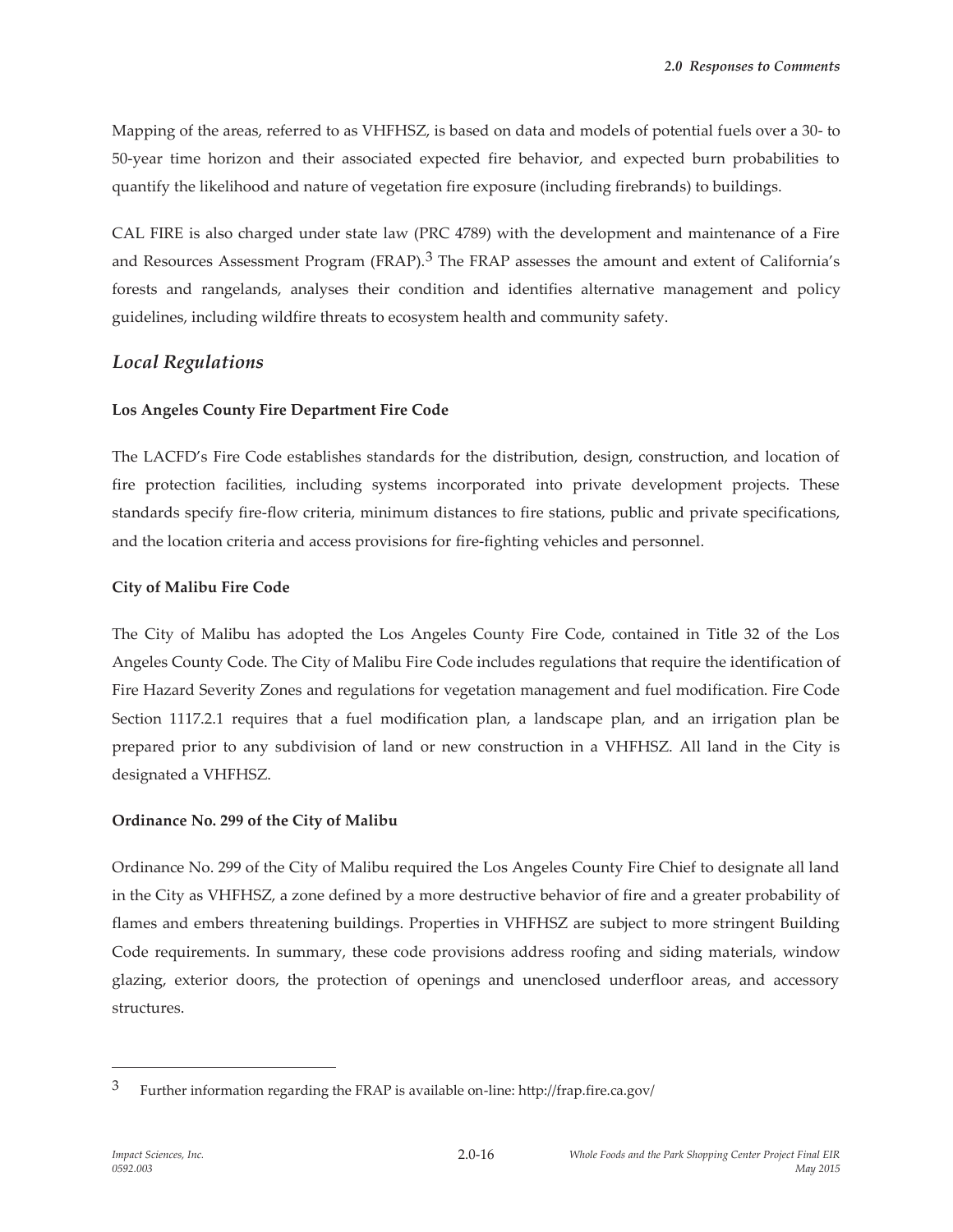Mapping of the areas, referred to as VHFHSZ, is based on data and models of potential fuels over a 30- to 50-year time horizon and their associated expected fire behavior, and expected burn probabilities to quantify the likelihood and nature of vegetation fire exposure (including firebrands) to buildings.

CAL FIRE is also charged under state law (PRC 4789) with the development and maintenance of a Fire and Resources Assessment Program (FRAP).[3] The FRAP assesses the amount and extent of California's forests and rangelands, analyses their condition and identifies alternative management and policy guidelines, including wildfire threats to ecosystem health and community safety.

## *Local Regulations*

**Los Angeles County Fire Department Fire Code**

The LACFD's Fire Code establishes standards for the distribution, design, construction, and location of fire protection facilities, including systems incorporated into private development projects. These standards specify fire-flow criteria, minimum distances to fire stations, public and private specifications, and the location criteria and access provisions for fire-fighting vehicles and personnel.

**City of Malibu Fire Code**

The City of Malibu has adopted the Los Angeles County Fire Code, contained in Title 32 of the Los Angeles County Code. The City of Malibu Fire Code includes regulations that require the identification of Fire Hazard Severity Zones and regulations for vegetation management and fuel modification. Fire Code Section 1117.2.1 requires that a fuel modification plan, a landscape plan, and an irrigation plan be prepared prior to any subdivision of land or new construction in a VHFHSZ. All land in the City is designated a VHFHSZ.

**Ordinance No. 299 of the City of Malibu**

Ordinance No. 299 of the City of Malibu required the Los Angeles County Fire Chief to designate all land in the City as VHFHSZ, a zone defined by a more destructive behavior of fire and a greater probability of flames and embers threatening buildings. Properties in VHFHSZ are subject to more stringent Building Code requirements. In summary, these code provisions address roofing and siding materials, window glazing, exterior doors, the protection of openings and unenclosed underfloor areas, and accessory structures.

---

[3] Further information regarding the FRAP is available on-line: http://frap.fire.ca.gov/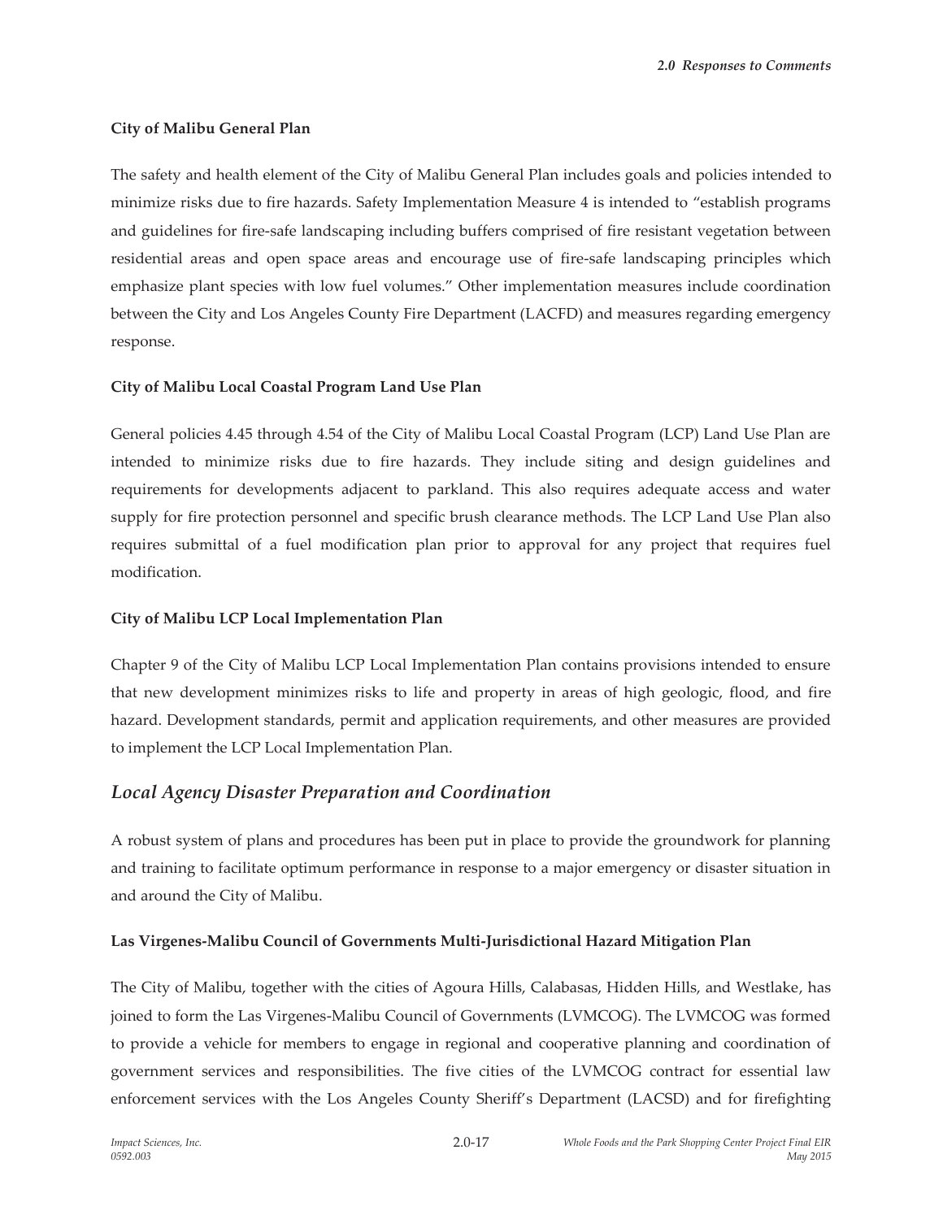**City of Malibu General Plan**

The safety and health element of the City of Malibu General Plan includes goals and policies intended to minimize risks due to fire hazards. Safety Implementation Measure 4 is intended to "establish programs and guidelines for fire-safe landscaping including buffers comprised of fire resistant vegetation between residential areas and open space areas and encourage use of fire-safe landscaping principles which emphasize plant species with low fuel volumes." Other implementation measures include coordination between the City and Los Angeles County Fire Department (LACFD) and measures regarding emergency response.

**City of Malibu Local Coastal Program Land Use Plan**

General policies 4.45 through 4.54 of the City of Malibu Local Coastal Program (LCP) Land Use Plan are intended to minimize risks due to fire hazards. They include siting and design guidelines and requirements for developments adjacent to parkland. This also requires adequate access and water supply for fire protection personnel and specific brush clearance methods. The LCP Land Use Plan also requires submittal of a fuel modification plan prior to approval for any project that requires fuel modification.

**City of Malibu LCP Local Implementation Plan**

Chapter 9 of the City of Malibu LCP Local Implementation Plan contains provisions intended to ensure that new development minimizes risks to life and property in areas of high geologic, flood, and fire hazard. Development standards, permit and application requirements, and other measures are provided to implement the LCP Local Implementation Plan.

## *Local Agency Disaster Preparation and Coordination*

A robust system of plans and procedures has been put in place to provide the groundwork for planning and training to facilitate optimum performance in response to a major emergency or disaster situation in and around the City of Malibu.

**Las Virgenes-Malibu Council of Governments Multi-Jurisdictional Hazard Mitigation Plan**

The City of Malibu, together with the cities of Agoura Hills, Calabasas, Hidden Hills, and Westlake, has joined to form the Las Virgenes-Malibu Council of Governments (LVMCOG). The LVMCOG was formed to provide a vehicle for members to engage in regional and cooperative planning and coordination of government services and responsibilities. The five cities of the LVMCOG contract for essential law enforcement services with the Los Angeles County Sheriff's Department (LACSD) and for firefighting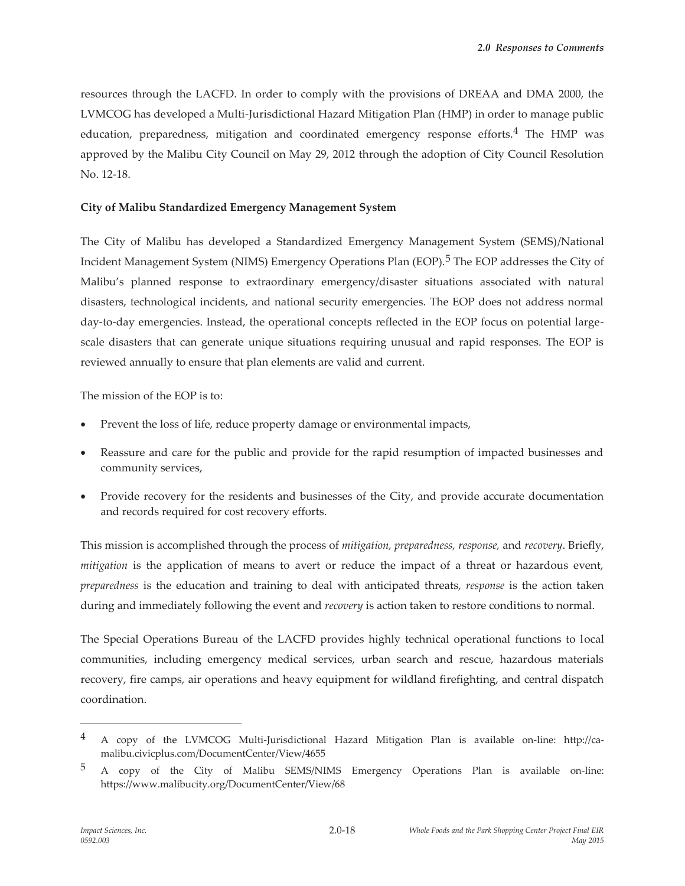resources through the LACFD. In order to comply with the provisions of DREAA and DMA 2000, the LVMCOG has developed a Multi-Jurisdictional Hazard Mitigation Plan (HMP) in order to manage public education, preparedness, mitigation and coordinated emergency response efforts.[4] The HMP was approved by the Malibu City Council on May 29, 2012 through the adoption of City Council Resolution No. 12-18.

**City of Malibu Standardized Emergency Management System**

The City of Malibu has developed a Standardized Emergency Management System (SEMS)/National Incident Management System (NIMS) Emergency Operations Plan (EOP).[5] The EOP addresses the City of Malibu's planned response to extraordinary emergency/disaster situations associated with natural disasters, technological incidents, and national security emergencies. The EOP does not address normal day-to-day emergencies. Instead, the operational concepts reflected in the EOP focus on potential large-scale disasters that can generate unique situations requiring unusual and rapid responses. The EOP is reviewed annually to ensure that plan elements are valid and current.

The mission of the EOP is to:

- Prevent the loss of life, reduce property damage or environmental impacts,
- Reassure and care for the public and provide for the rapid resumption of impacted businesses and community services,
- Provide recovery for the residents and businesses of the City, and provide accurate documentation and records required for cost recovery efforts.

This mission is accomplished through the process of *mitigation, preparedness, response,* and *recovery*. Briefly, *mitigation* is the application of means to avert or reduce the impact of a threat or hazardous event, *preparedness* is the education and training to deal with anticipated threats, *response* is the action taken during and immediately following the event and *recovery* is action taken to restore conditions to normal.

The Special Operations Bureau of the LACFD provides highly technical operational functions to local communities, including emergency medical services, urban search and rescue, hazardous materials recovery, fire camps, air operations and heavy equipment for wildland firefighting, and central dispatch coordination.

---

[4] A copy of the LVMCOG Multi-Jurisdictional Hazard Mitigation Plan is available on-line: http://ca-malibu.civicplus.com/DocumentCenter/View/4655

[5] A copy of the City of Malibu SEMS/NIMS Emergency Operations Plan is available on-line: https://www.malibucity.org/DocumentCenter/View/68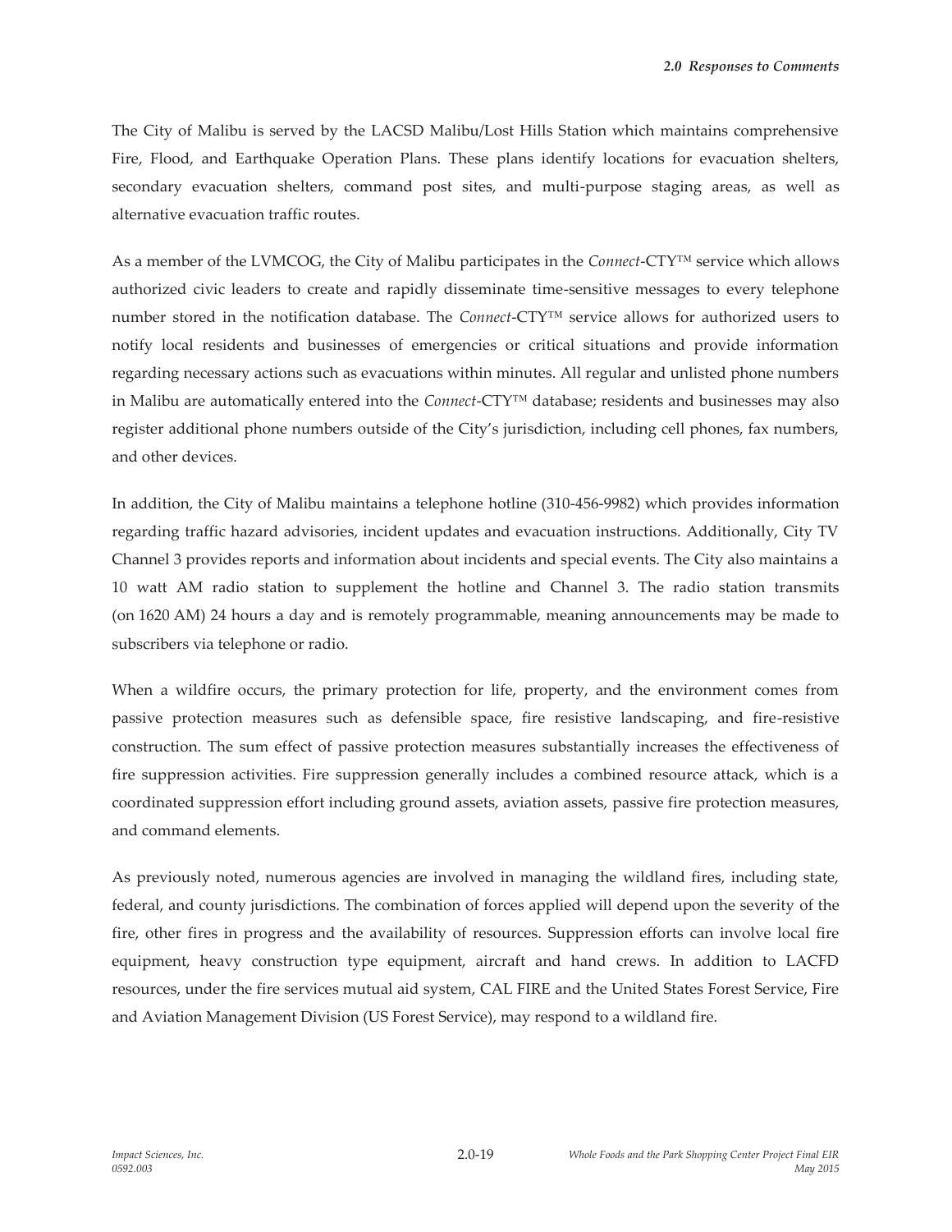The City of Malibu is served by the LACSD Malibu/Lost Hills Station which maintains comprehensive Fire, Flood, and Earthquake Operation Plans. These plans identify locations for evacuation shelters, secondary evacuation shelters, command post sites, and multi-purpose staging areas, as well as alternative evacuation traffic routes.

As a member of the LVMCOG, the City of Malibu participates in the *Connect*-CTY™ service which allows authorized civic leaders to create and rapidly disseminate time-sensitive messages to every telephone number stored in the notification database. The *Connect*-CTY™ service allows for authorized users to notify local residents and businesses of emergencies or critical situations and provide information regarding necessary actions such as evacuations within minutes. All regular and unlisted phone numbers in Malibu are automatically entered into the *Connect*-CTY™ database; residents and businesses may also register additional phone numbers outside of the City's jurisdiction, including cell phones, fax numbers, and other devices.

In addition, the City of Malibu maintains a telephone hotline (310-456-9982) which provides information regarding traffic hazard advisories, incident updates and evacuation instructions. Additionally, City TV Channel 3 provides reports and information about incidents and special events. The City also maintains a 10 watt AM radio station to supplement the hotline and Channel 3. The radio station transmits (on 1620 AM) 24 hours a day and is remotely programmable, meaning announcements may be made to subscribers via telephone or radio.

When a wildfire occurs, the primary protection for life, property, and the environment comes from passive protection measures such as defensible space, fire resistive landscaping, and fire-resistive construction. The sum effect of passive protection measures substantially increases the effectiveness of fire suppression activities. Fire suppression generally includes a combined resource attack, which is a coordinated suppression effort including ground assets, aviation assets, passive fire protection measures, and command elements.

As previously noted, numerous agencies are involved in managing the wildland fires, including state, federal, and county jurisdictions. The combination of forces applied will depend upon the severity of the fire, other fires in progress and the availability of resources. Suppression efforts can involve local fire equipment, heavy construction type equipment, aircraft and hand crews. In addition to LACFD resources, under the fire services mutual aid system, CAL FIRE and the United States Forest Service, Fire and Aviation Management Division (US Forest Service), may respond to a wildland fire.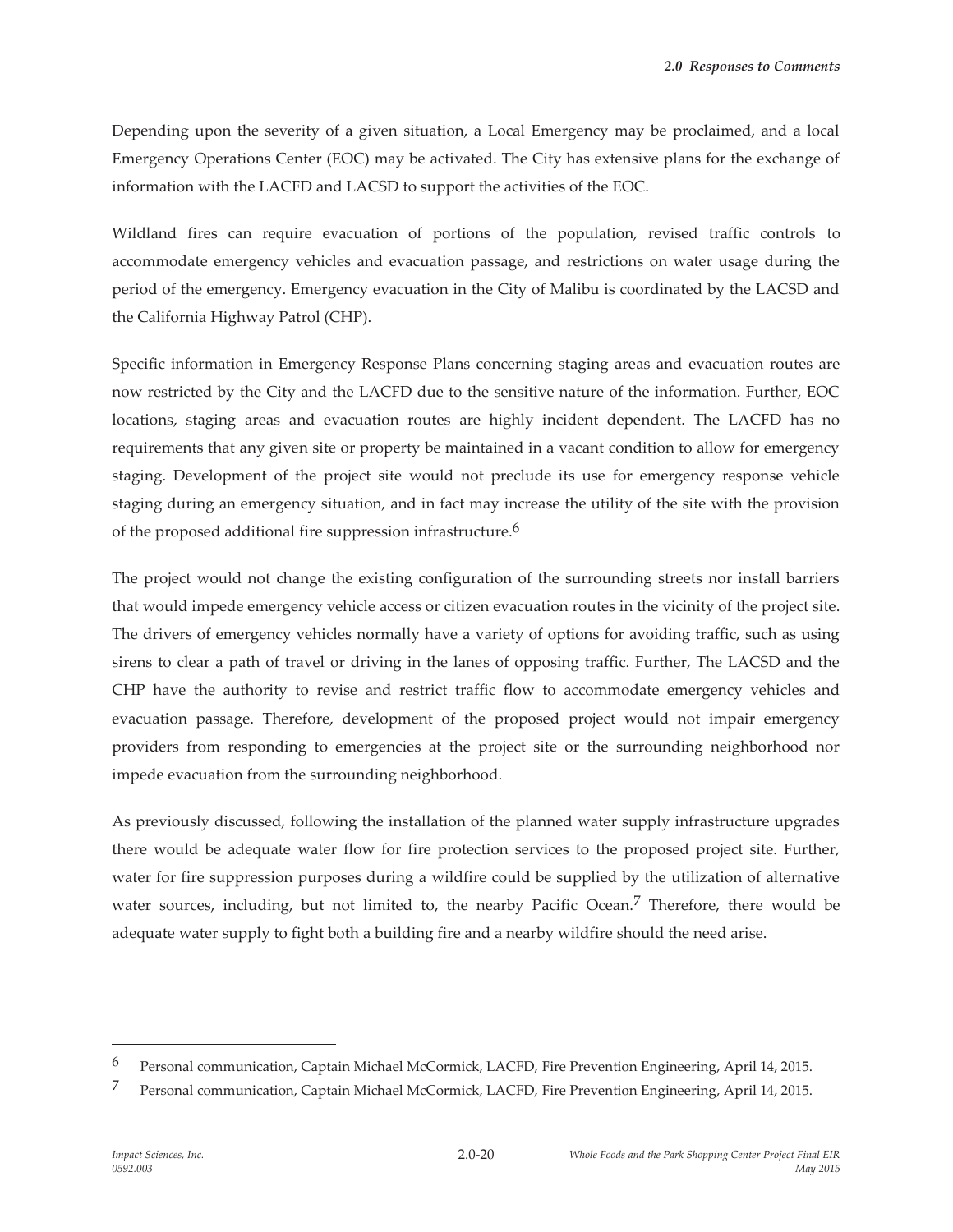Depending upon the severity of a given situation, a Local Emergency may be proclaimed, and a local Emergency Operations Center (EOC) may be activated. The City has extensive plans for the exchange of information with the LACFD and LACSD to support the activities of the EOC.

Wildland fires can require evacuation of portions of the population, revised traffic controls to accommodate emergency vehicles and evacuation passage, and restrictions on water usage during the period of the emergency. Emergency evacuation in the City of Malibu is coordinated by the LACSD and the California Highway Patrol (CHP).

Specific information in Emergency Response Plans concerning staging areas and evacuation routes are now restricted by the City and the LACFD due to the sensitive nature of the information. Further, EOC locations, staging areas and evacuation routes are highly incident dependent. The LACFD has no requirements that any given site or property be maintained in a vacant condition to allow for emergency staging. Development of the project site would not preclude its use for emergency response vehicle staging during an emergency situation, and in fact may increase the utility of the site with the provision of the proposed additional fire suppression infrastructure.[6]

The project would not change the existing configuration of the surrounding streets nor install barriers that would impede emergency vehicle access or citizen evacuation routes in the vicinity of the project site. The drivers of emergency vehicles normally have a variety of options for avoiding traffic, such as using sirens to clear a path of travel or driving in the lanes of opposing traffic. Further, The LACSD and the CHP have the authority to revise and restrict traffic flow to accommodate emergency vehicles and evacuation passage. Therefore, development of the proposed project would not impair emergency providers from responding to emergencies at the project site or the surrounding neighborhood nor impede evacuation from the surrounding neighborhood.

As previously discussed, following the installation of the planned water supply infrastructure upgrades there would be adequate water flow for fire protection services to the proposed project site. Further, water for fire suppression purposes during a wildfire could be supplied by the utilization of alternative water sources, including, but not limited to, the nearby Pacific Ocean.[7] Therefore, there would be adequate water supply to fight both a building fire and a nearby wildfire should the need arise.

---

[6] Personal communication, Captain Michael McCormick, LACFD, Fire Prevention Engineering, April 14, 2015.

[7] Personal communication, Captain Michael McCormick, LACFD, Fire Prevention Engineering, April 14, 2015.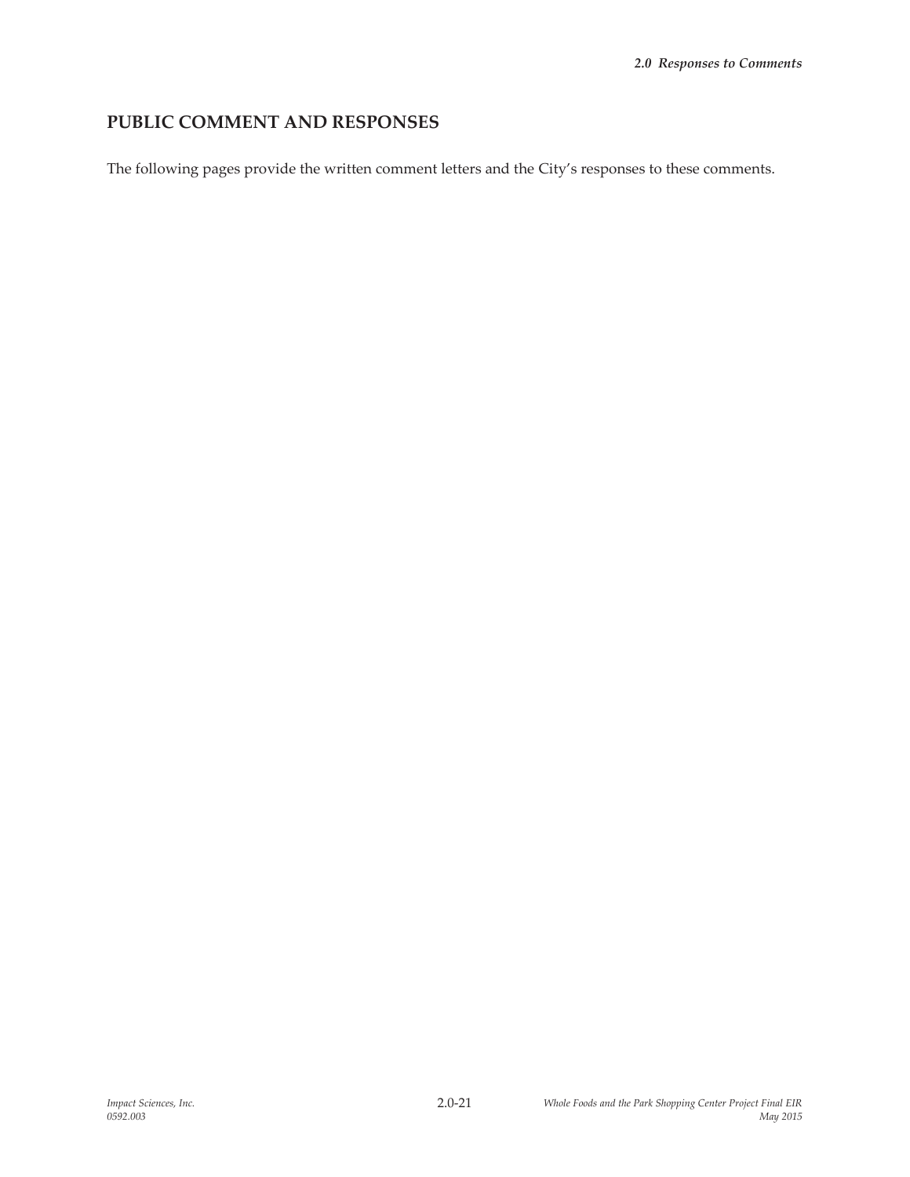## PUBLIC COMMENT AND RESPONSES

The following pages provide the written comment letters and the City's responses to these comments.